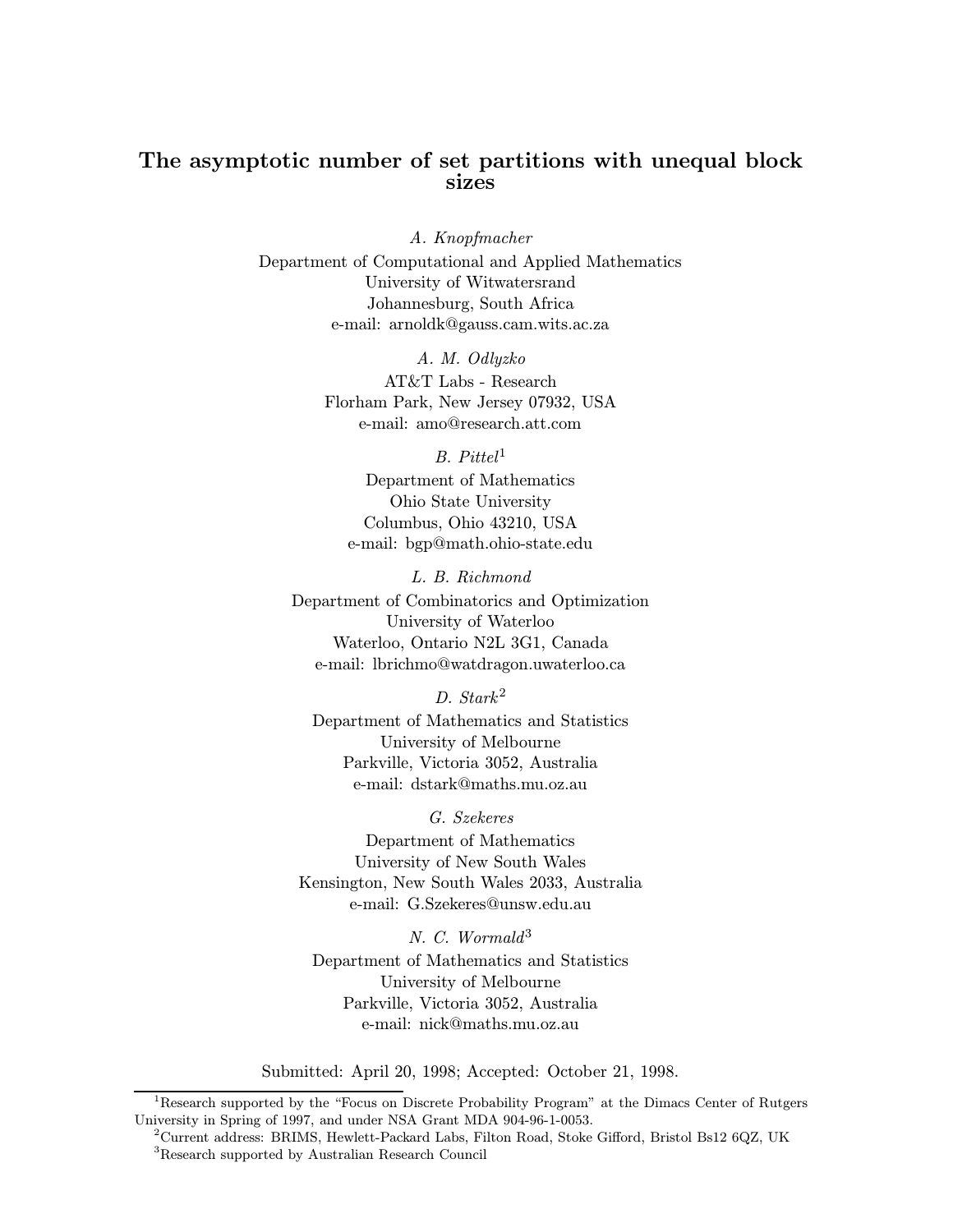# The asymptotic number of set partitions with unequal block sizes

*A. Knopfmacher*

Department of Computational and Applied Mathematics
University of Witwatersrand
Johannesburg, South Africa
e-mail: arnoldk@gauss.cam.wits.ac.za

*A. M. Odlyzko*

AT&T Labs - Research
Florham Park, New Jersey 07932, USA
e-mail: amo@research.att.com

*B. Pittel*[1]

Department of Mathematics
Ohio State University
Columbus, Ohio 43210, USA
e-mail: bgp@math.ohio-state.edu

*L. B. Richmond*

Department of Combinatorics and Optimization
University of Waterloo
Waterloo, Ontario N2L 3G1, Canada
e-mail: lbrichmo@watdragon.uwaterloo.ca

*D. Stark*[2]

Department of Mathematics and Statistics
University of Melbourne
Parkville, Victoria 3052, Australia
e-mail: dstark@maths.mu.oz.au

*G. Szekeres*

Department of Mathematics
University of New South Wales
Kensington, New South Wales 2033, Australia
e-mail: G.Szekeres@unsw.edu.au

*N. C. Wormald*[3]

Department of Mathematics and Statistics
University of Melbourne
Parkville, Victoria 3052, Australia
e-mail: nick@maths.mu.oz.au

Submitted: April 20, 1998; Accepted: October 21, 1998.

---

[1] Research supported by the "Focus on Discrete Probability Program" at the Dimacs Center of Rutgers University in Spring of 1997, and under NSA Grant MDA 904-96-1-0053.

[2] Current address: BRIMS, Hewlett-Packard Labs, Filton Road, Stoke Gifford, Bristol Bs12 6QZ, UK

[3] Research supported by Australian Research Council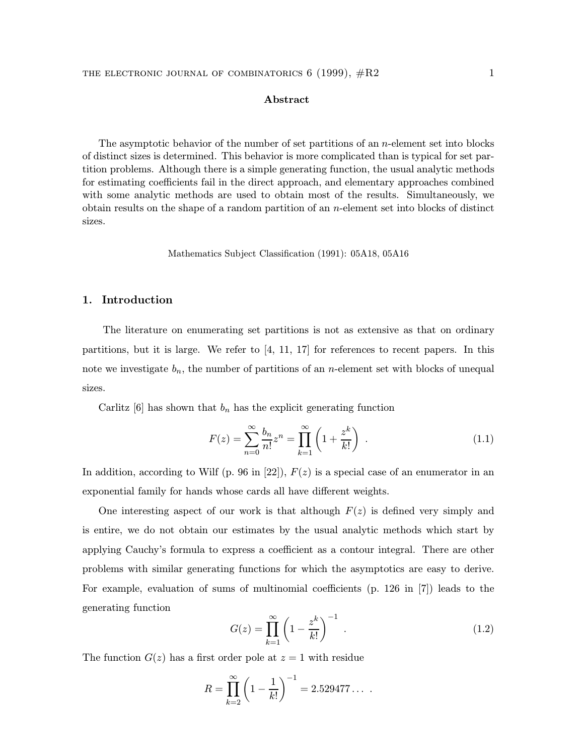## Abstract

The asymptotic behavior of the number of set partitions of an $n$-element set into blocks of distinct sizes is determined. This behavior is more complicated than is typical for set partition problems. Although there is a simple generating function, the usual analytic methods for estimating coefficients fail in the direct approach, and elementary approaches combined with some analytic methods are used to obtain most of the results. Simultaneously, we obtain results on the shape of a random partition of an $n$-element set into blocks of distinct sizes.

Mathematics Subject Classification (1991): 05A18, 05A16

## 1. Introduction

The literature on enumerating set partitions is not as extensive as that on ordinary partitions, but it is large. We refer to [4, 11, 17] for references to recent papers. In this note we investigate $b_n$, the number of partitions of an $n$-element set with blocks of unequal sizes.

Carlitz [6] has shown that $b_n$ has the explicit generating function

$$F(z) = \sum_{n=0}^{\infty} \frac{b_n}{n!} z^n = \prod_{k=1}^{\infty} \left(1 + \frac{z^k}{k!}\right) . \tag{1.1}$$

In addition, according to Wilf (p. 96 in [22]), $F(z)$ is a special case of an enumerator in an exponential family for hands whose cards all have different weights.

One interesting aspect of our work is that although $F(z)$ is defined very simply and is entire, we do not obtain our estimates by the usual analytic methods which start by applying Cauchy's formula to express a coefficient as a contour integral. There are other problems with similar generating functions for which the asymptotics are easy to derive. For example, evaluation of sums of multinomial coefficients (p. 126 in [7]) leads to the generating function

$$G(z) = \prod_{k=1}^{\infty} \left(1 - \frac{z^k}{k!}\right)^{-1} . \tag{1.2}$$

The function $G(z)$ has a first order pole at $z = 1$ with residue

$$R = \prod_{k=2}^{\infty} \left(1 - \frac{1}{k!}\right)^{-1} = 2.529477\ldots .$$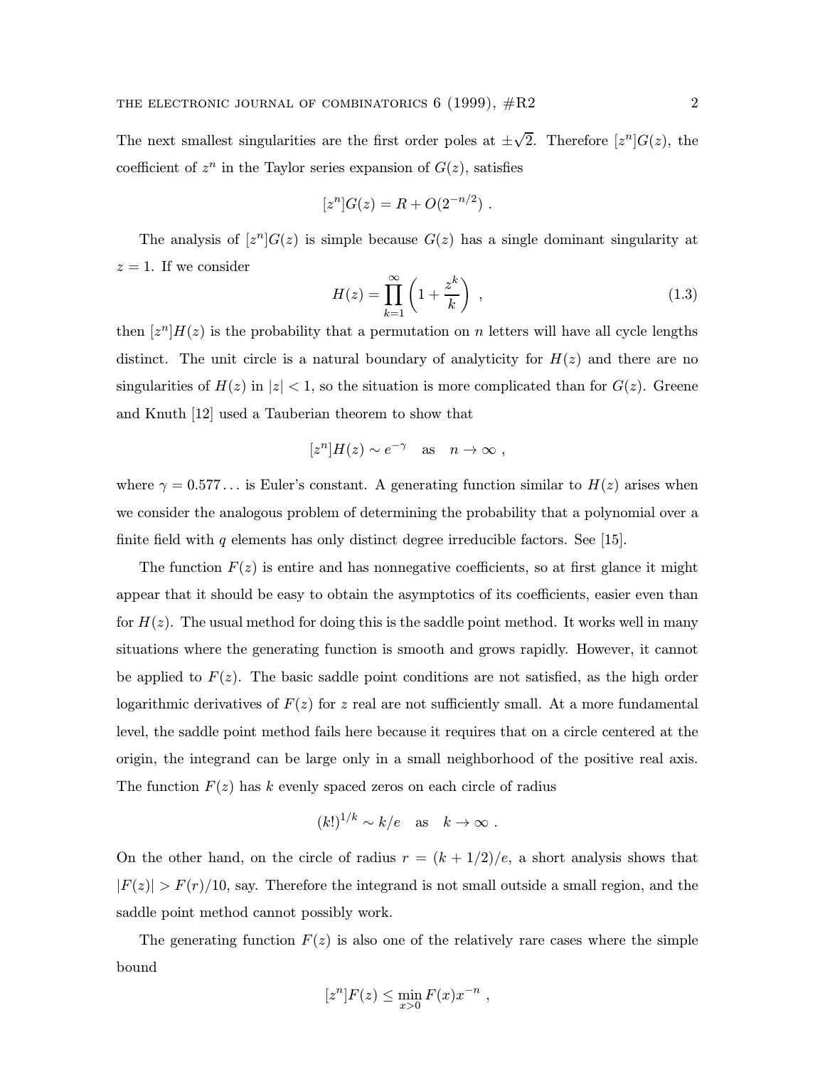The next smallest singularities are the first order poles at $\pm\sqrt{2}$. Therefore $[z^n]G(z)$, the coefficient of $z^n$ in the Taylor series expansion of $G(z)$, satisfies

$$[z^n]G(z) = R + O(2^{-n/2}) \ .$$

The analysis of $[z^n]G(z)$ is simple because $G(z)$ has a single dominant singularity at $z = 1$. If we consider

$$H(z) = \prod_{k=1}^{\infty} \left(1 + \frac{z^k}{k}\right) \ , \tag{1.3}$$

then $[z^n]H(z)$ is the probability that a permutation on $n$ letters will have all cycle lengths distinct. The unit circle is a natural boundary of analyticity for $H(z)$ and there are no singularities of $H(z)$ in $|z| < 1$, so the situation is more complicated than for $G(z)$. Greene and Knuth [12] used a Tauberian theorem to show that

$$[z^n]H(z) \sim e^{-\gamma} \quad \text{as} \quad n \to \infty \ ,$$

where $\gamma = 0.577\ldots$ is Euler's constant. A generating function similar to $H(z)$ arises when we consider the analogous problem of determining the probability that a polynomial over a finite field with $q$ elements has only distinct degree irreducible factors. See [15].

The function $F(z)$ is entire and has nonnegative coefficients, so at first glance it might appear that it should be easy to obtain the asymptotics of its coefficients, easier even than for $H(z)$. The usual method for doing this is the saddle point method. It works well in many situations where the generating function is smooth and grows rapidly. However, it cannot be applied to $F(z)$. The basic saddle point conditions are not satisfied, as the high order logarithmic derivatives of $F(z)$ for $z$ real are not sufficiently small. At a more fundamental level, the saddle point method fails here because it requires that on a circle centered at the origin, the integrand can be large only in a small neighborhood of the positive real axis. The function $F(z)$ has $k$ evenly spaced zeros on each circle of radius

$$(k!)^{1/k} \sim k/e \quad \text{as} \quad k \to \infty \ .$$

On the other hand, on the circle of radius $r = (k + 1/2)/e$, a short analysis shows that $|F(z)| > F(r)/10$, say. Therefore the integrand is not small outside a small region, and the saddle point method cannot possibly work.

The generating function $F(z)$ is also one of the relatively rare cases where the simple bound

$$[z^n]F(z) \leq \min_{x>0} F(x)x^{-n} \ ,$$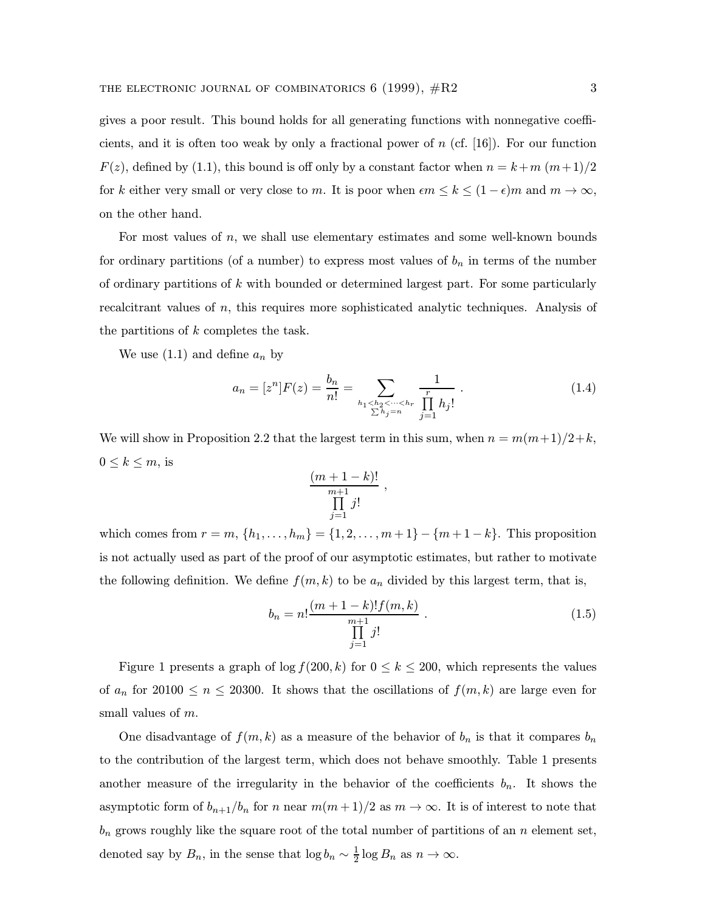gives a poor result. This bound holds for all generating functions with nonnegative coefficients, and it is often too weak by only a fractional power of $n$ (cf. [16]). For our function $F(z)$, defined by (1.1), this bound is off only by a constant factor when $n = k + m\,(m+1)/2$ for $k$ either very small or very close to $m$. It is poor when $\epsilon m \leq k \leq (1-\epsilon)m$ and $m \to \infty$, on the other hand.

For most values of $n$, we shall use elementary estimates and some well-known bounds for ordinary partitions (of a number) to express most values of $b_n$ in terms of the number of ordinary partitions of $k$ with bounded or determined largest part. For some particularly recalcitrant values of $n$, this requires more sophisticated analytic techniques. Analysis of the partitions of $k$ completes the task.

We use (1.1) and define $a_n$ by

$$a_n = [z^n]F(z) = \frac{b_n}{n!} = \sum_{\substack{h_1 < h_2 < \cdots < h_r \\ \sum h_j = n}} \frac{1}{\prod_{j=1}^{r} h_j!} \ . \tag{1.4}$$

We will show in Proposition 2.2 that the largest term in this sum, when $n = m(m+1)/2 + k$, $0 \leq k \leq m$, is

$$\frac{(m+1-k)!}{\prod_{j=1}^{m+1} j!} \ ,$$

which comes from $r = m$, $\{h_1, \ldots, h_m\} = \{1, 2, \ldots, m+1\} - \{m+1-k\}$. This proposition is not actually used as part of the proof of our asymptotic estimates, but rather to motivate the following definition. We define $f(m,k)$ to be $a_n$ divided by this largest term, that is,

$$b_n = n! \frac{(m+1-k)! f(m,k)}{\prod_{j=1}^{m+1} j!} \ . \tag{1.5}$$

Figure 1 presents a graph of $\log f(200, k)$ for $0 \leq k \leq 200$, which represents the values of $a_n$ for $20100 \leq n \leq 20300$. It shows that the oscillations of $f(m,k)$ are large even for small values of $m$.

One disadvantage of $f(m,k)$ as a measure of the behavior of $b_n$ is that it compares $b_n$ to the contribution of the largest term, which does not behave smoothly. Table 1 presents another measure of the irregularity in the behavior of the coefficients $b_n$. It shows the asymptotic form of $b_{n+1}/b_n$ for $n$ near $m(m+1)/2$ as $m \to \infty$. It is of interest to note that $b_n$ grows roughly like the square root of the total number of partitions of an $n$ element set, denoted say by $B_n$, in the sense that $\log b_n \sim \frac{1}{2} \log B_n$ as $n \to \infty$.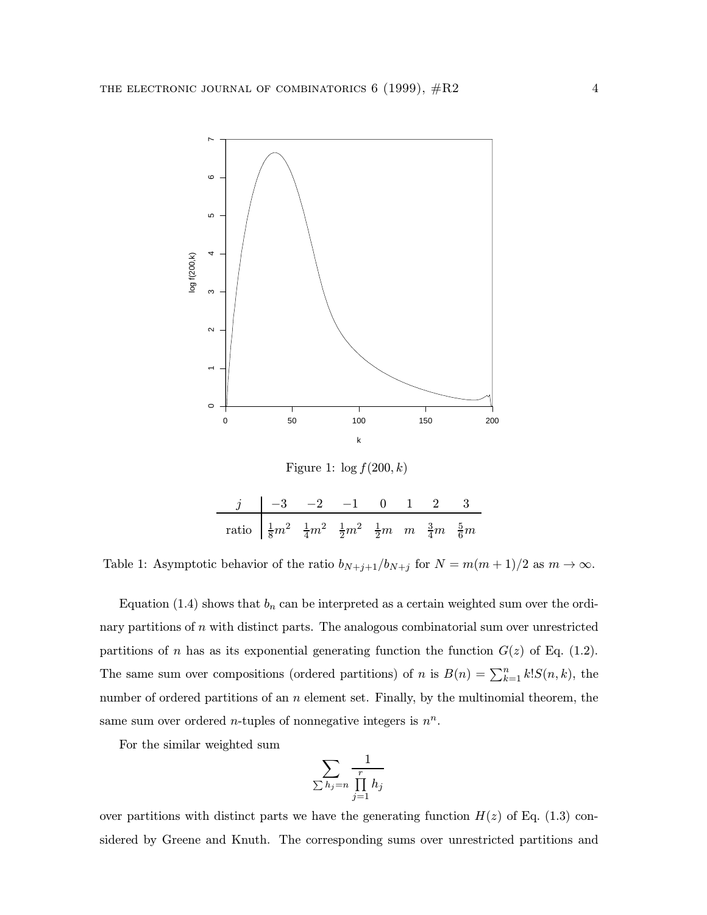Figure 1: $\log f(200,k)$

| $j$ | $-3$ | $-2$ | $-1$ | $0$ | $1$ | $2$ | $3$ |
|---|---|---|---|---|---|---|---|
| ratio | $\frac{1}{8}m^2$ | $\frac{1}{4}m^2$ | $\frac{1}{2}m^2$ | $\frac{1}{2}m$ | $m$ | $\frac{3}{4}m$ | $\frac{5}{6}m$ |

Table 1: Asymptotic behavior of the ratio $b_{N+j+1}/b_{N+j}$ for $N = m(m+1)/2$ as $m \to \infty$.

Equation (1.4) shows that $b_n$ can be interpreted as a certain weighted sum over the ordinary partitions of $n$ with distinct parts. The analogous combinatorial sum over unrestricted partitions of $n$ has as its exponential generating function the function $G(z)$ of Eq. (1.2). The same sum over compositions (ordered partitions) of $n$ is $B(n) = \sum_{k=1}^{n} k!S(n,k)$, the number of ordered partitions of an $n$ element set. Finally, by the multinomial theorem, the same sum over ordered $n$-tuples of nonnegative integers is $n^n$.

For the similar weighted sum

$$\sum_{\sum h_j = n} \frac{1}{\prod_{j=1}^{r} h_j}$$

over partitions with distinct parts we have the generating function $H(z)$ of Eq. (1.3) considered by Greene and Knuth. The corresponding sums over unrestricted partitions and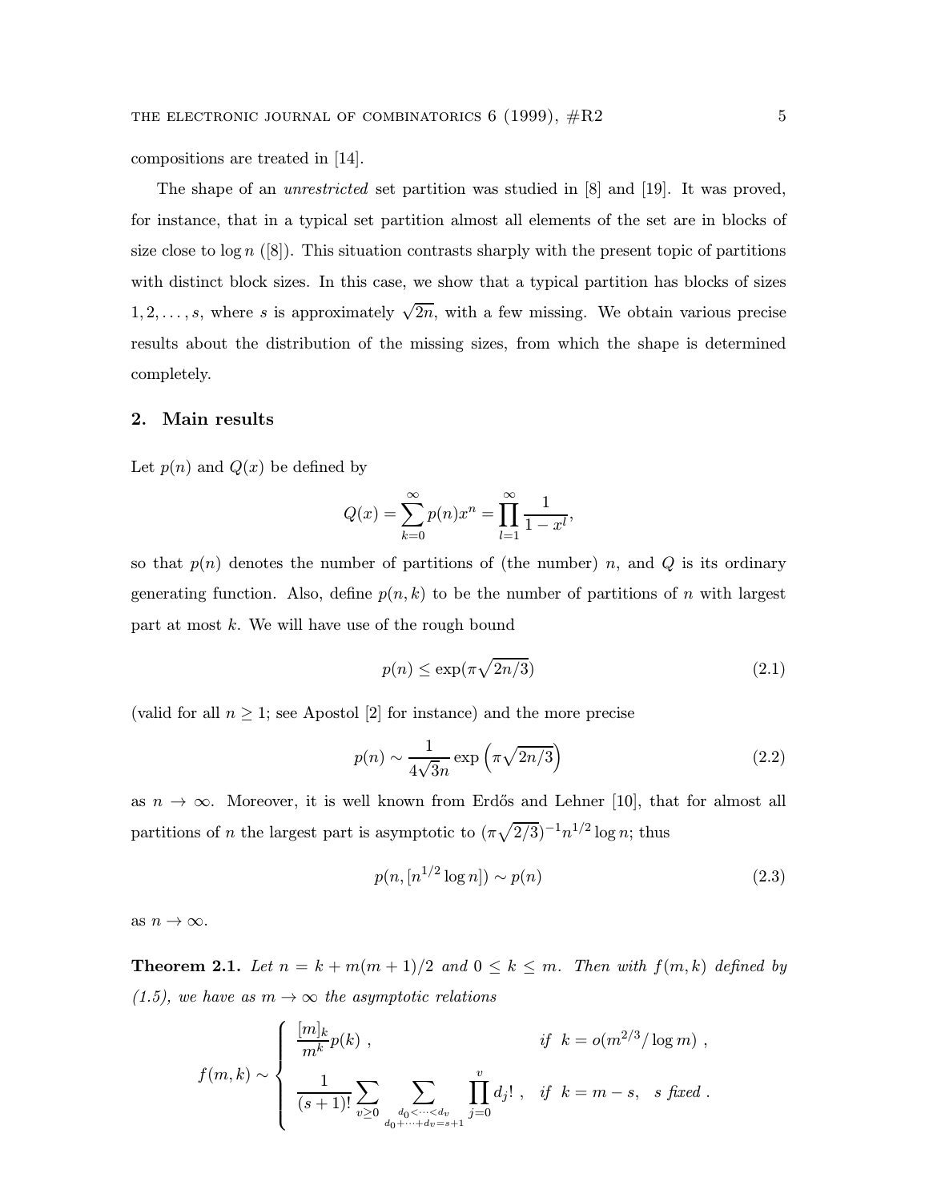compositions are treated in [14].

The shape of an *unrestricted* set partition was studied in [8] and [19]. It was proved, for instance, that in a typical set partition almost all elements of the set are in blocks of size close to $\log n$ ([8]). This situation contrasts sharply with the present topic of partitions with distinct block sizes. In this case, we show that a typical partition has blocks of sizes $1, 2, \ldots, s$, where $s$ is approximately $\sqrt{2n}$, with a few missing. We obtain various precise results about the distribution of the missing sizes, from which the shape is determined completely.

## 2. Main results

Let $p(n)$ and $Q(x)$ be defined by

$$Q(x) = \sum_{k=0}^{\infty} p(n) x^n = \prod_{l=1}^{\infty} \frac{1}{1 - x^l},$$

so that $p(n)$ denotes the number of partitions of (the number) $n$, and $Q$ is its ordinary generating function. Also, define $p(n, k)$ to be the number of partitions of $n$ with largest part at most $k$. We will have use of the rough bound

$$p(n) \leq \exp(\pi\sqrt{2n/3}) \tag{2.1}$$

(valid for all $n \geq 1$; see Apostol [2] for instance) and the more precise

$$p(n) \sim \frac{1}{4\sqrt{3}n} \exp\left(\pi\sqrt{2n/3}\right) \tag{2.2}$$

as $n \to \infty$. Moreover, it is well known from Erdős and Lehner [10], that for almost all partitions of $n$ the largest part is asymptotic to $(\pi\sqrt{2/3})^{-1} n^{1/2} \log n$; thus

$$p(n, [n^{1/2} \log n]) \sim p(n) \tag{2.3}$$

as $n \to \infty$.

**Theorem 2.1.** *Let $n = k + m(m+1)/2$ and $0 \leq k \leq m$. Then with $f(m, k)$ defined by (1.5), we have as $m \to \infty$ the asymptotic relations*

$$f(m,k) \sim \begin{cases} \dfrac{[m]_k}{m^k} p(k) \ , & \text{if } \ k = o(m^{2/3}/\log m) \ , \\[2ex] \dfrac{1}{(s+1)!} \displaystyle\sum_{v \geq 0} \sum_{\substack{d_0 < \cdots < d_v \\ d_0 + \cdots + d_v = s+1}} \prod_{j=0}^{v} d_j! \ , & \text{if } \ k = m - s, \quad s \text{ fixed} \ . \end{cases}$$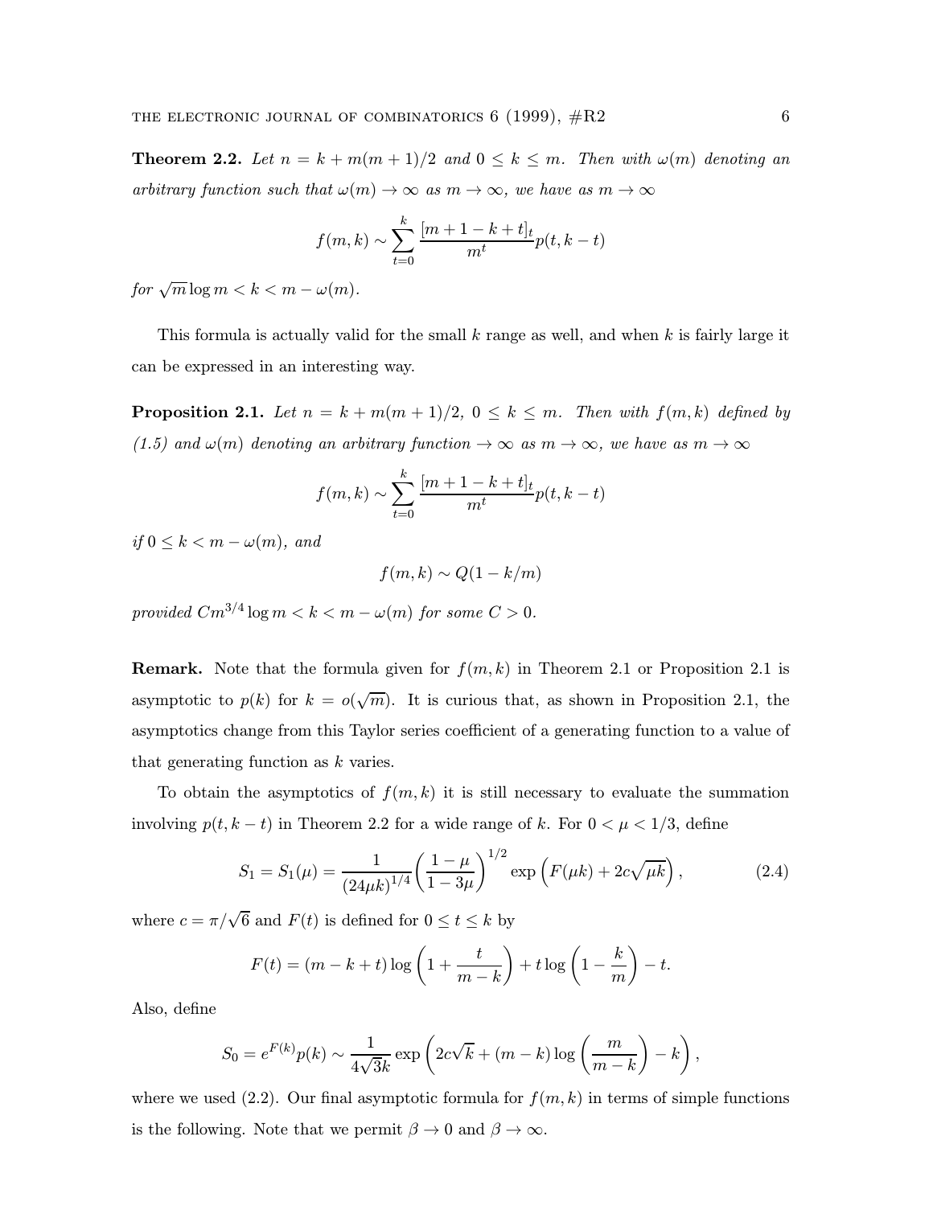**Theorem 2.2.** *Let $n = k + m(m+1)/2$ and $0 \le k \le m$. Then with $\omega(m)$ denoting an arbitrary function such that $\omega(m) \to \infty$ as $m \to \infty$, we have as $m \to \infty$*

$$f(m,k) \sim \sum_{t=0}^{k} \frac{[m+1-k+t]_t}{m^t} p(t, k-t)$$

*for $\sqrt{m} \log m < k < m - \omega(m)$.*

This formula is actually valid for the small $k$ range as well, and when $k$ is fairly large it can be expressed in an interesting way.

**Proposition 2.1.** *Let $n = k + m(m+1)/2$, $0 \le k \le m$. Then with $f(m,k)$ defined by (1.5) and $\omega(m)$ denoting an arbitrary function $\to \infty$ as $m \to \infty$, we have as $m \to \infty$*

$$f(m,k) \sim \sum_{t=0}^{k} \frac{[m+1-k+t]_t}{m^t} p(t, k-t)$$

*if $0 \le k < m - \omega(m)$, and*

$$f(m,k) \sim Q(1 - k/m)$$

*provided $Cm^{3/4} \log m < k < m - \omega(m)$ for some $C > 0$.*

**Remark.** Note that the formula given for $f(m,k)$ in Theorem 2.1 or Proposition 2.1 is asymptotic to $p(k)$ for $k = o(\sqrt{m})$. It is curious that, as shown in Proposition 2.1, the asymptotics change from this Taylor series coefficient of a generating function to a value of that generating function as $k$ varies.

To obtain the asymptotics of $f(m,k)$ it is still necessary to evaluate the summation involving $p(t, k-t)$ in Theorem 2.2 for a wide range of $k$. For $0 < \mu < 1/3$, define

$$S_1 = S_1(\mu) = \frac{1}{(24\mu k)^{1/4}} \left( \frac{1-\mu}{1-3\mu} \right)^{1/2} \exp\left( F(\mu k) + 2c\sqrt{\mu k} \right), \tag{2.4}$$

where $c = \pi/\sqrt{6}$ and $F(t)$ is defined for $0 \le t \le k$ by

$$F(t) = (m - k + t) \log\left(1 + \frac{t}{m-k}\right) + t \log\left(1 - \frac{k}{m}\right) - t.$$

Also, define

$$S_0 = e^{F(k)} p(k) \sim \frac{1}{4\sqrt{3}k} \exp\left( 2c\sqrt{k} + (m-k)\log\left(\frac{m}{m-k}\right) - k \right),$$

where we used (2.2). Our final asymptotic formula for $f(m,k)$ in terms of simple functions is the following. Note that we permit $\beta \to 0$ and $\beta \to \infty$.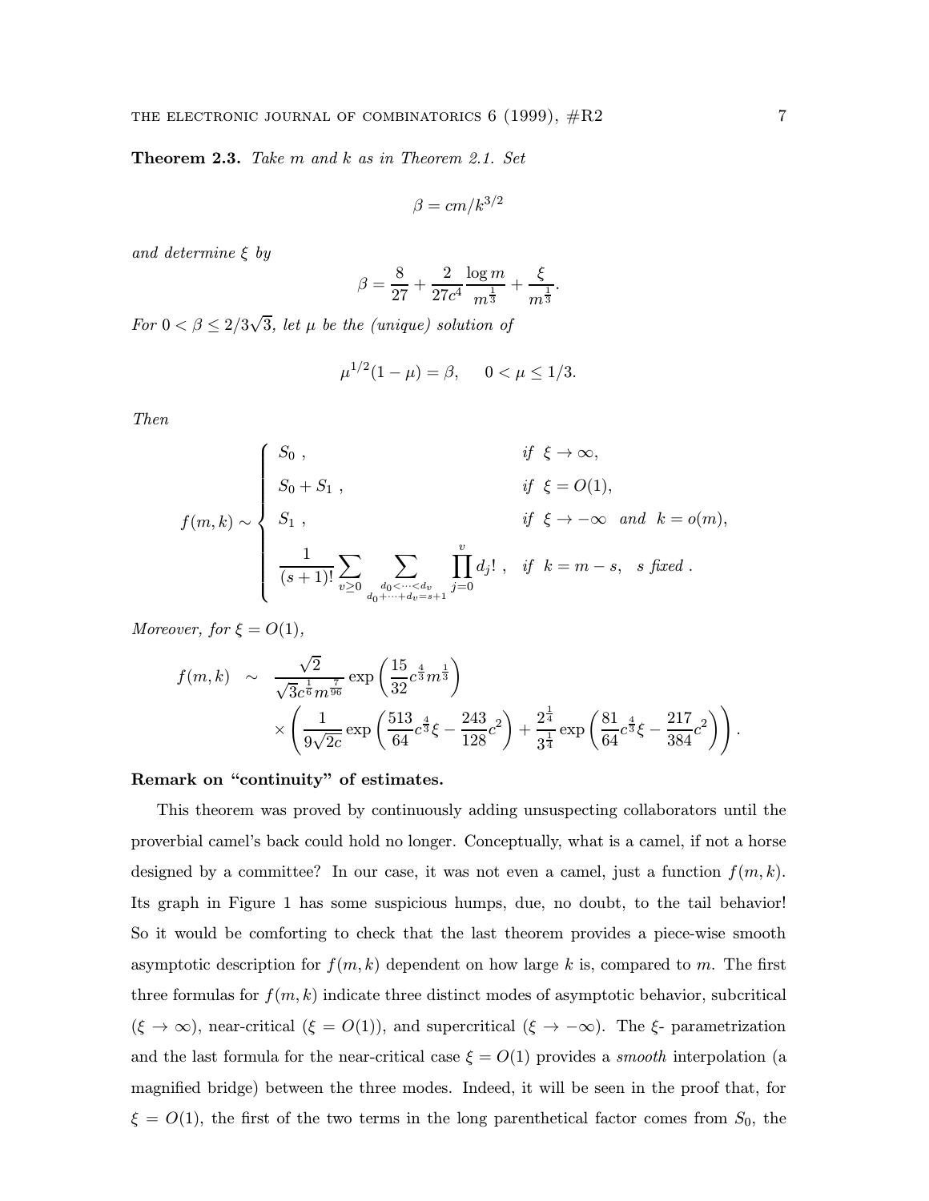**Theorem 2.3.** *Take $m$ and $k$ as in Theorem 2.1. Set*

$$\beta = cm/k^{3/2}$$

*and determine $\xi$ by*

$$\beta = \frac{8}{27} + \frac{2}{27c^4}\frac{\log m}{m^{\frac{1}{3}}} + \frac{\xi}{m^{\frac{1}{3}}}.$$

*For $0 < \beta \le 2/3\sqrt{3}$, let $\mu$ be the (unique) solution of*

$$\mu^{1/2}(1-\mu) = \beta, \qquad 0 < \mu \le 1/3.$$

*Then*

$$f(m,k) \sim \begin{cases} S_0 \ , & \text{if } \ \xi \to \infty, \\ S_0 + S_1 \ , & \text{if } \ \xi = O(1), \\ S_1 \ , & \text{if } \ \xi \to -\infty \ \text{ and } \ k = o(m), \\ \dfrac{1}{(s+1)!} \displaystyle\sum_{v \ge 0} \sum_{\substack{d_0 < \cdots < d_v \\ d_0 + \cdots + d_v = s+1}} \prod_{j=0}^{v} d_j! \ , & \text{if } \ k = m - s, \quad s \text{ fixed} . \end{cases}$$

*Moreover, for $\xi = O(1)$,*

$$\begin{aligned} f(m,k) \ &\sim \ \frac{\sqrt{2}}{\sqrt{3}c^{\frac{1}{6}}m^{\frac{7}{96}}} \exp\left(\frac{15}{32}c^{\frac{4}{3}}m^{\frac{1}{3}}\right) \\ &\quad \times \left( \frac{1}{9\sqrt{2c}} \exp\left(\frac{513}{64}c^{\frac{4}{3}}\xi - \frac{243}{128}c^2\right) + \frac{2^{\frac{1}{4}}}{3^{\frac{1}{4}}} \exp\left(\frac{81}{64}c^{\frac{4}{3}}\xi - \frac{217}{384}c^2\right) \right). \end{aligned}$$

**Remark on "continuity" of estimates.**

This theorem was proved by continuously adding unsuspecting collaborators until the proverbial camel's back could hold no longer. Conceptually, what is a camel, if not a horse designed by a committee? In our case, it was not even a camel, just a function $f(m,k)$. Its graph in Figure 1 has some suspicious humps, due, no doubt, to the tail behavior! So it would be comforting to check that the last theorem provides a piece-wise smooth asymptotic description for $f(m,k)$ dependent on how large $k$ is, compared to $m$. The first three formulas for $f(m,k)$ indicate three distinct modes of asymptotic behavior, subcritical ($\xi \to \infty$), near-critical ($\xi = O(1)$), and supercritical ($\xi \to -\infty$). The $\xi$- parametrization and the last formula for the near-critical case $\xi = O(1)$ provides a *smooth* interpolation (a magnified bridge) between the three modes. Indeed, it will be seen in the proof that, for $\xi = O(1)$, the first of the two terms in the long parenthetical factor comes from $S_0$, the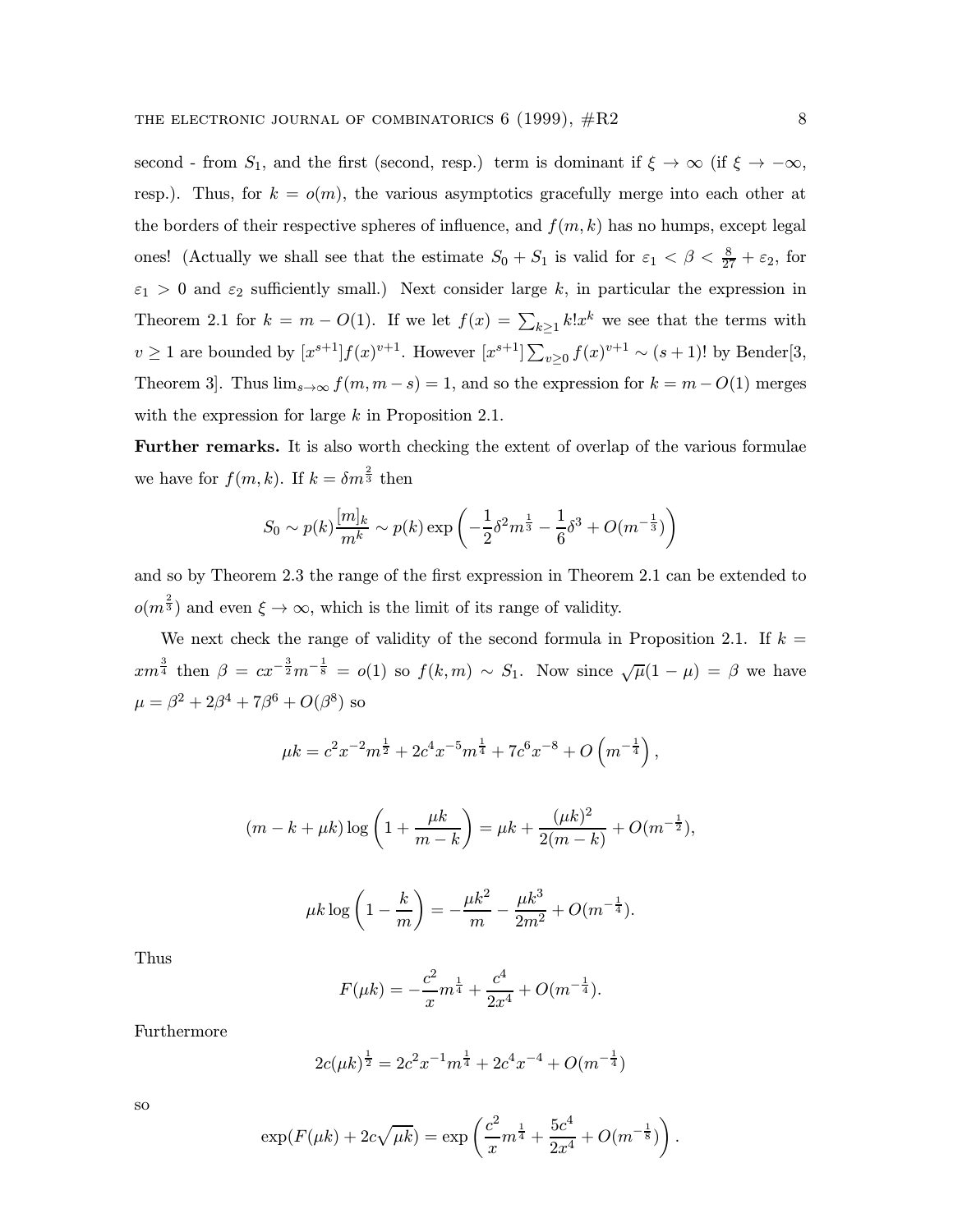second - from $S_1$, and the first (second, resp.) term is dominant if $\xi \to \infty$ (if $\xi \to -\infty$, resp.). Thus, for $k = o(m)$, the various asymptotics gracefully merge into each other at the borders of their respective spheres of influence, and $f(m,k)$ has no humps, except legal ones! (Actually we shall see that the estimate $S_0 + S_1$ is valid for $\varepsilon_1 < \beta < \frac{8}{27} + \varepsilon_2$, for $\varepsilon_1 > 0$ and $\varepsilon_2$ sufficiently small.) Next consider large $k$, in particular the expression in Theorem 2.1 for $k = m - O(1)$. If we let $f(x) = \sum_{k \geq 1} k! x^k$ we see that the terms with $v \geq 1$ are bounded by $[x^{s+1}] f(x)^{v+1}$. However $[x^{s+1}] \sum_{v \geq 0} f(x)^{v+1} \sim (s+1)!$ by Bender[3, Theorem 3]. Thus $\lim_{s \to \infty} f(m, m-s) = 1$, and so the expression for $k = m - O(1)$ merges with the expression for large $k$ in Proposition 2.1.

**Further remarks.** It is also worth checking the extent of overlap of the various formulae we have for $f(m,k)$. If $k = \delta m^{\frac{2}{3}}$ then

$$S_0 \sim p(k) \frac{[m]_k}{m^k} \sim p(k) \exp\left( -\frac{1}{2}\delta^2 m^{\frac{1}{3}} - \frac{1}{6}\delta^3 + O(m^{-\frac{1}{3}}) \right)$$

and so by Theorem 2.3 the range of the first expression in Theorem 2.1 can be extended to $o(m^{\frac{2}{3}})$ and even $\xi \to \infty$, which is the limit of its range of validity.

We next check the range of validity of the second formula in Proposition 2.1. If $k = xm^{\frac{3}{4}}$ then $\beta = cx^{-\frac{3}{2}} m^{-\frac{1}{8}} = o(1)$ so $f(k,m) \sim S_1$. Now since $\sqrt{\mu}(1-\mu) = \beta$ we have $\mu = \beta^2 + 2\beta^4 + 7\beta^6 + O(\beta^8)$ so

$$\mu k = c^2 x^{-2} m^{\frac{1}{2}} + 2c^4 x^{-5} m^{\frac{1}{4}} + 7c^6 x^{-8} + O\left(m^{-\frac{1}{4}}\right),$$

$$(m - k + \mu k) \log\left(1 + \frac{\mu k}{m-k}\right) = \mu k + \frac{(\mu k)^2}{2(m-k)} + O(m^{-\frac{1}{2}}),$$

$$\mu k \log\left(1 - \frac{k}{m}\right) = -\frac{\mu k^2}{m} - \frac{\mu k^3}{2m^2} + O(m^{-\frac{1}{4}}).$$

Thus

$$F(\mu k) = -\frac{c^2}{x} m^{\frac{1}{4}} + \frac{c^4}{2x^4} + O(m^{-\frac{1}{4}}).$$

Furthermore

$$2c(\mu k)^{\frac{1}{2}} = 2c^2 x^{-1} m^{\frac{1}{4}} + 2c^4 x^{-4} + O(m^{-\frac{1}{4}})$$

so

$$\exp(F(\mu k) + 2c\sqrt{\mu k}) = \exp\left( \frac{c^2}{x} m^{\frac{1}{4}} + \frac{5c^4}{2x^4} + O(m^{-\frac{1}{8}}) \right).$$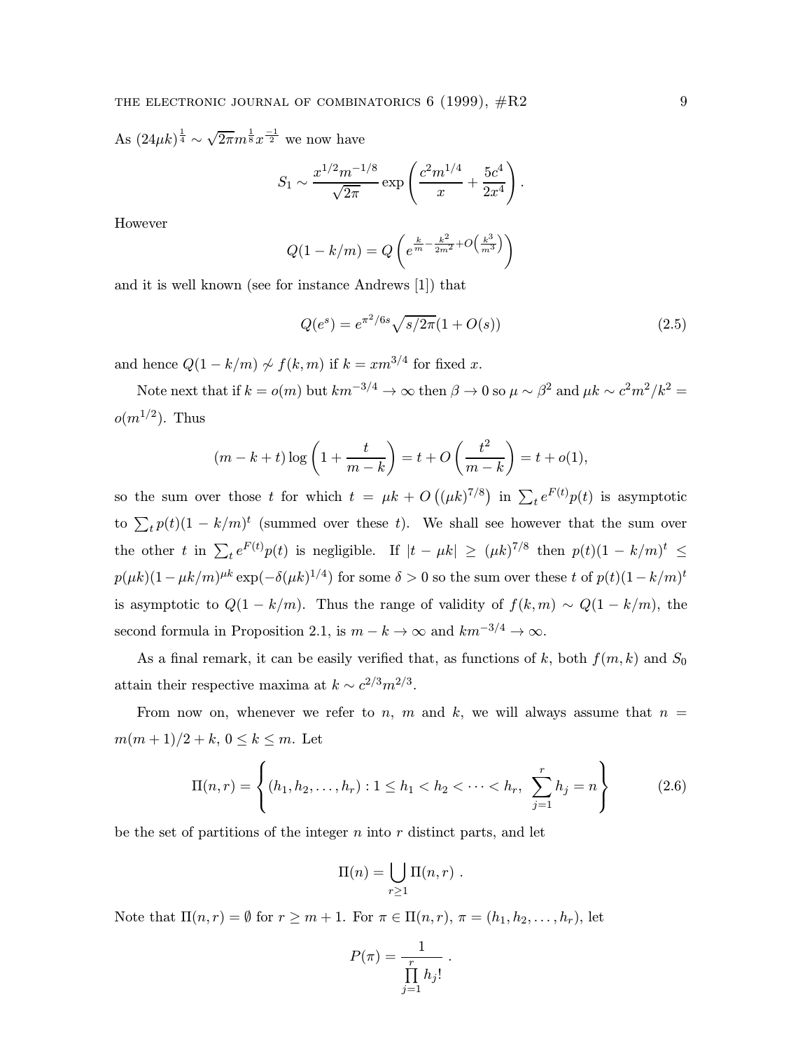As $(24\mu k)^{\frac{1}{4}} \sim \sqrt{2\pi} m^{\frac{1}{8}} x^{\frac{-1}{2}}$ we now have

$$S_1 \sim \frac{x^{1/2} m^{-1/8}}{\sqrt{2\pi}} \exp\left(\frac{c^2 m^{1/4}}{x} + \frac{5c^4}{2x^4}\right).$$

However

$$Q(1 - k/m) = Q\left(e^{\frac{k}{m} - \frac{k^2}{2m^2} + O\left(\frac{k^3}{m^3}\right)}\right)$$

and it is well known (see for instance Andrews [1]) that

$$Q(e^s) = e^{\pi^2/6s} \sqrt{s/2\pi}(1 + O(s)) \tag{2.5}$$

and hence $Q(1 - k/m) \not\sim f(k, m)$ if $k = xm^{3/4}$ for fixed $x$.

Note next that if $k = o(m)$ but $km^{-3/4} \to \infty$ then $\beta \to 0$ so $\mu \sim \beta^2$ and $\mu k \sim c^2 m^2/k^2 = o(m^{1/2})$. Thus

$$(m - k + t) \log\left(1 + \frac{t}{m - k}\right) = t + O\left(\frac{t^2}{m - k}\right) = t + o(1),$$

so the sum over those $t$ for which $t = \mu k + O\left((\mu k)^{7/8}\right)$ in $\sum_t e^{F(t)} p(t)$ is asymptotic to $\sum_t p(t)(1 - k/m)^t$ (summed over these $t$). We shall see however that the sum over the other $t$ in $\sum_t e^{F(t)} p(t)$ is negligible. If $|t - \mu k| \geq (\mu k)^{7/8}$ then $p(t)(1 - k/m)^t \leq p(\mu k)(1 - \mu k/m)^{\mu k} \exp(-\delta(\mu k)^{1/4})$ for some $\delta > 0$ so the sum over these $t$ of $p(t)(1 - k/m)^t$ is asymptotic to $Q(1 - k/m)$. Thus the range of validity of $f(k, m) \sim Q(1 - k/m)$, the second formula in Proposition 2.1, is $m - k \to \infty$ and $km^{-3/4} \to \infty$.

As a final remark, it can be easily verified that, as functions of $k$, both $f(m, k)$ and $S_0$ attain their respective maxima at $k \sim c^{2/3} m^{2/3}$.

From now on, whenever we refer to $n$, $m$ and $k$, we will always assume that $n = m(m + 1)/2 + k$, $0 \leq k \leq m$. Let

$$\Pi(n, r) = \left\{(h_1, h_2, \ldots, h_r) : 1 \leq h_1 < h_2 < \cdots < h_r, \ \sum_{j=1}^{r} h_j = n\right\} \tag{2.6}$$

be the set of partitions of the integer $n$ into $r$ distinct parts, and let

$$\Pi(n) = \bigcup_{r \geq 1} \Pi(n, r) \ .$$

Note that $\Pi(n, r) = \emptyset$ for $r \geq m + 1$. For $\pi \in \Pi(n, r)$, $\pi = (h_1, h_2, \ldots, h_r)$, let

$$P(\pi) = \frac{1}{\prod_{j=1}^{r} h_j!} \ .$$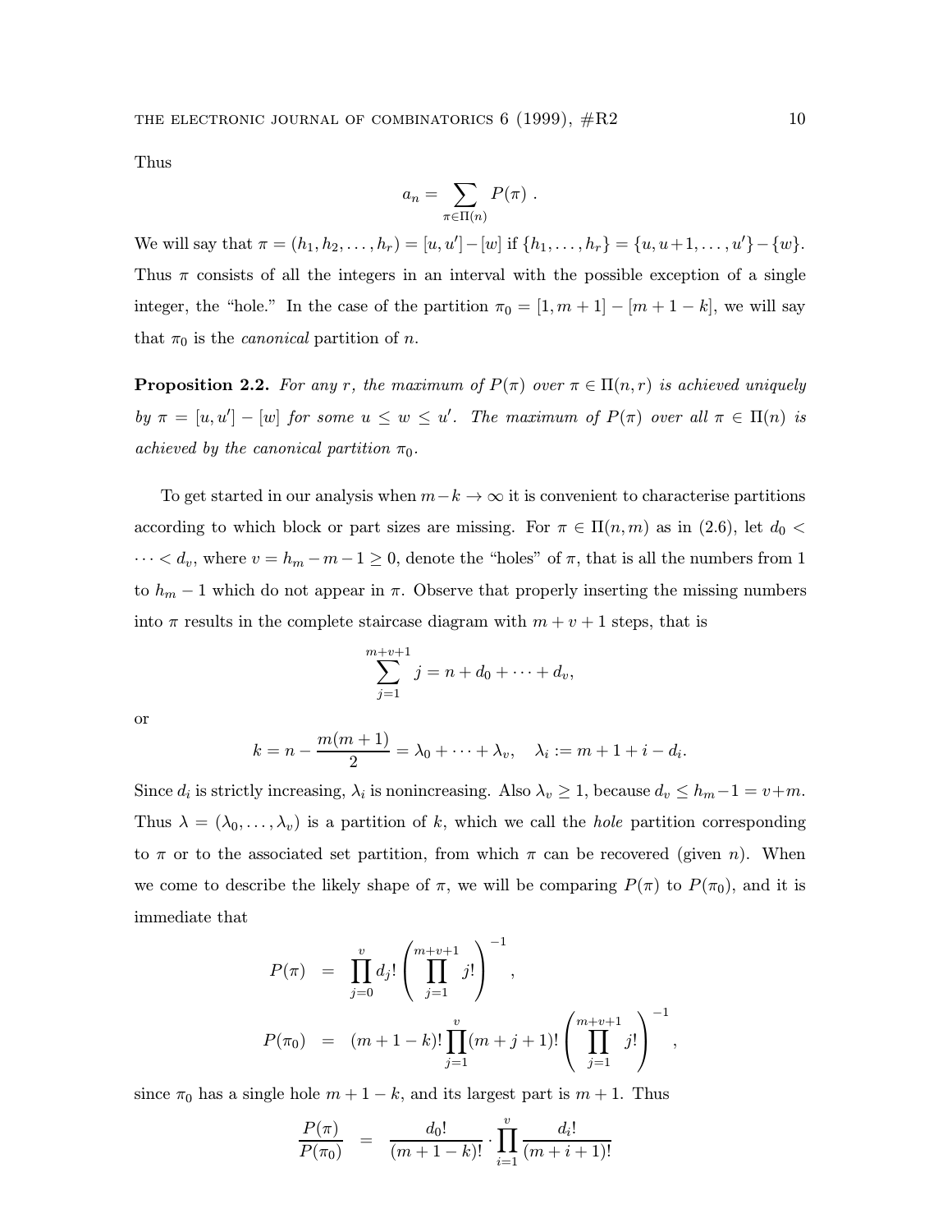Thus

$$a_n = \sum_{\pi \in \Pi(n)} P(\pi) \ .$$

We will say that $\pi = (h_1, h_2, \ldots, h_r) = [u, u'] - [w]$ if $\{h_1, \ldots, h_r\} = \{u, u+1, \ldots, u'\} - \{w\}$. Thus $\pi$ consists of all the integers in an interval with the possible exception of a single integer, the "hole." In the case of the partition $\pi_0 = [1, m+1] - [m+1-k]$, we will say that $\pi_0$ is the *canonical* partition of $n$.

**Proposition 2.2.** *For any $r$, the maximum of $P(\pi)$ over $\pi \in \Pi(n, r)$ is achieved uniquely by $\pi = [u, u'] - [w]$ for some $u \le w \le u'$. The maximum of $P(\pi)$ over all $\pi \in \Pi(n)$ is achieved by the canonical partition $\pi_0$.*

To get started in our analysis when $m - k \to \infty$ it is convenient to characterise partitions according to which block or part sizes are missing. For $\pi \in \Pi(n, m)$ as in (2.6), let $d_0 < \cdots < d_v$, where $v = h_m - m - 1 \ge 0$, denote the "holes" of $\pi$, that is all the numbers from 1 to $h_m - 1$ which do not appear in $\pi$. Observe that properly inserting the missing numbers into $\pi$ results in the complete staircase diagram with $m + v + 1$ steps, that is

$$\sum_{j=1}^{m+v+1} j = n + d_0 + \cdots + d_v,$$

or

$$k = n - \frac{m(m+1)}{2} = \lambda_0 + \cdots + \lambda_v, \quad \lambda_i := m + 1 + i - d_i.$$

Since $d_i$ is strictly increasing, $\lambda_i$ is nonincreasing. Also $\lambda_v \ge 1$, because $d_v \le h_m - 1 = v + m$. Thus $\lambda = (\lambda_0, \ldots, \lambda_v)$ is a partition of $k$, which we call the *hole* partition corresponding to $\pi$ or to the associated set partition, from which $\pi$ can be recovered (given $n$). When we come to describe the likely shape of $\pi$, we will be comparing $P(\pi)$ to $P(\pi_0)$, and it is immediate that

$$\begin{aligned} P(\pi) &= \prod_{j=0}^{v} d_j! \left( \prod_{j=1}^{m+v+1} j! \right)^{-1}, \\ P(\pi_0) &= (m+1-k)! \prod_{j=1}^{v} (m+j+1)! \left( \prod_{j=1}^{m+v+1} j! \right)^{-1}, \end{aligned}$$

since $\pi_0$ has a single hole $m + 1 - k$, and its largest part is $m + 1$. Thus

$$\frac{P(\pi)}{P(\pi_0)} = \frac{d_0!}{(m+1-k)!} \cdot \prod_{i=1}^{v} \frac{d_i!}{(m+i+1)!}$$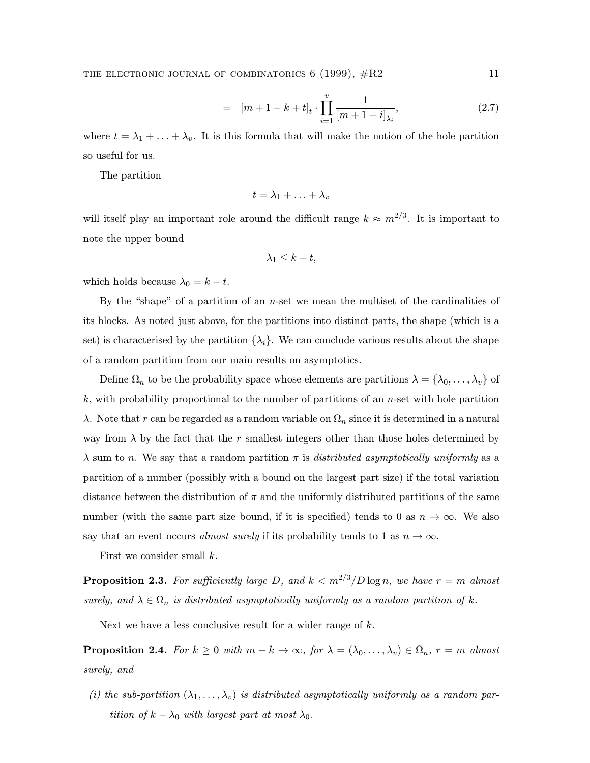$$= \quad [m+1-k+t]_t \cdot \prod_{i=1}^{v} \frac{1}{[m+1+i]_{\lambda_i}}, \tag{2.7}$$

where $t = \lambda_1 + \ldots + \lambda_v$. It is this formula that will make the notion of the hole partition so useful for us.

The partition

$$t = \lambda_1 + \ldots + \lambda_v$$

will itself play an important role around the difficult range $k \approx m^{2/3}$. It is important to note the upper bound

$$\lambda_1 \leq k - t,$$

which holds because $\lambda_0 = k - t$.

By the "shape" of a partition of an $n$-set we mean the multiset of the cardinalities of its blocks. As noted just above, for the partitions into distinct parts, the shape (which is a set) is characterised by the partition $\{\lambda_i\}$. We can conclude various results about the shape of a random partition from our main results on asymptotics.

Define $\Omega_n$ to be the probability space whose elements are partitions $\lambda = \{\lambda_0, \ldots, \lambda_v\}$ of $k$, with probability proportional to the number of partitions of an $n$-set with hole partition $\lambda$. Note that $r$ can be regarded as a random variable on $\Omega_n$ since it is determined in a natural way from $\lambda$ by the fact that the $r$ smallest integers other than those holes determined by $\lambda$ sum to $n$. We say that a random partition $\pi$ is *distributed asymptotically uniformly* as a partition of a number (possibly with a bound on the largest part size) if the total variation distance between the distribution of $\pi$ and the uniformly distributed partitions of the same number (with the same part size bound, if it is specified) tends to 0 as $n \to \infty$. We also say that an event occurs *almost surely* if its probability tends to 1 as $n \to \infty$.

First we consider small $k$.

**Proposition 2.3.** *For sufficiently large $D$, and $k < m^{2/3}/D \log n$, we have $r = m$ almost surely, and $\lambda \in \Omega_n$ is distributed asymptotically uniformly as a random partition of $k$.*

Next we have a less conclusive result for a wider range of $k$.

**Proposition 2.4.** *For $k \geq 0$ with $m - k \to \infty$, for $\lambda = (\lambda_0, \ldots, \lambda_v) \in \Omega_n$, $r = m$ almost surely, and*

*(i) the sub-partition $(\lambda_1, \ldots, \lambda_v)$ is distributed asymptotically uniformly as a random partition of $k - \lambda_0$ with largest part at most $\lambda_0$.*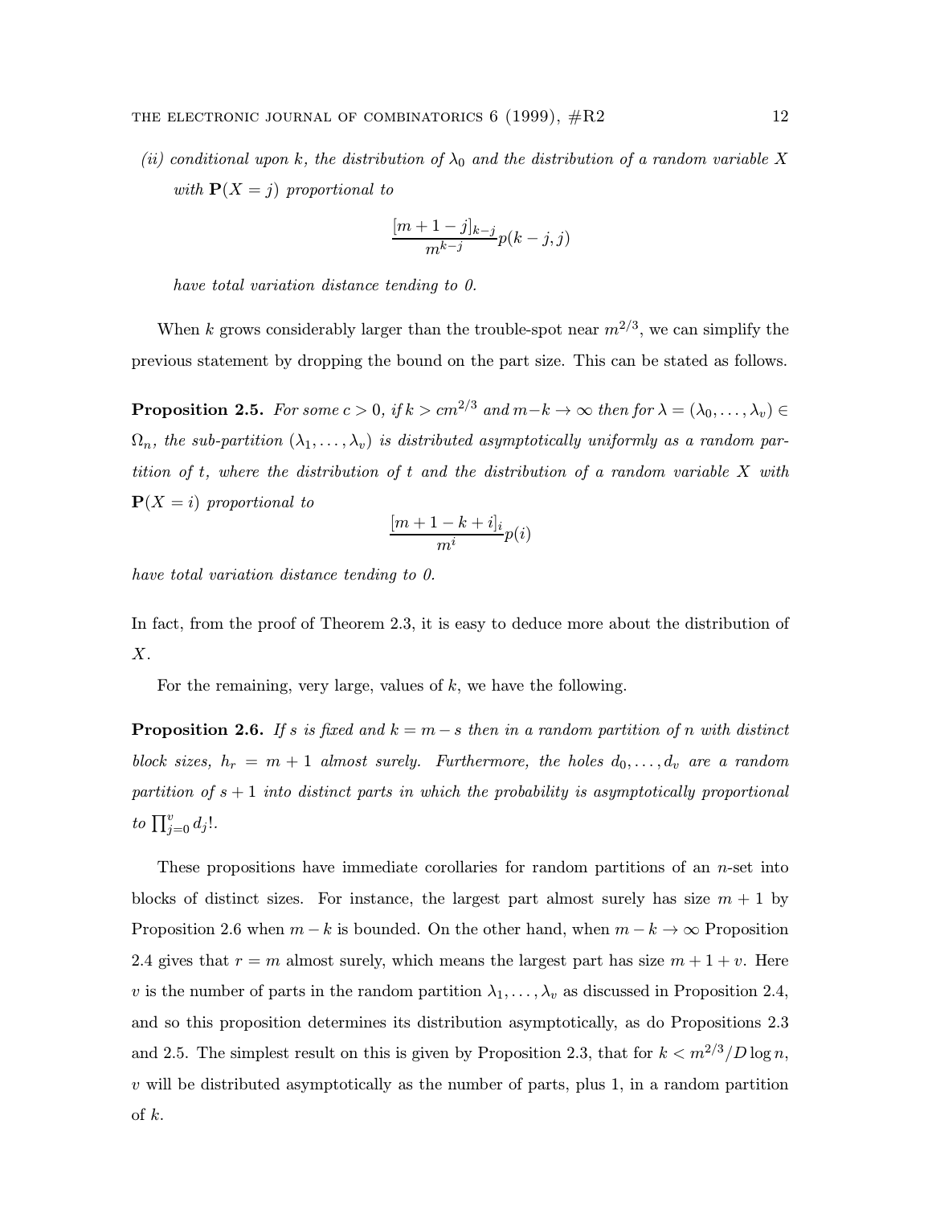*(ii) conditional upon $k$, the distribution of $\lambda_0$ and the distribution of a random variable $X$ with $\mathbf{P}(X = j)$ proportional to*

$$\frac{[m+1-j]_{k-j}}{m^{k-j}} p(k-j, j)$$

*have total variation distance tending to 0.*

When $k$ grows considerably larger than the trouble-spot near $m^{2/3}$, we can simplify the previous statement by dropping the bound on the part size. This can be stated as follows.

**Proposition 2.5.** *For some $c > 0$, if $k > cm^{2/3}$ and $m - k \to \infty$ then for $\lambda = (\lambda_0, \ldots, \lambda_v) \in \Omega_n$, the sub-partition $(\lambda_1, \ldots, \lambda_v)$ is distributed asymptotically uniformly as a random partition of $t$, where the distribution of $t$ and the distribution of a random variable $X$ with $\mathbf{P}(X = i)$ proportional to*

$$\frac{[m+1-k+i]_i}{m^i} p(i)$$

*have total variation distance tending to 0.*

In fact, from the proof of Theorem 2.3, it is easy to deduce more about the distribution of $X$.

For the remaining, very large, values of $k$, we have the following.

**Proposition 2.6.** *If $s$ is fixed and $k = m - s$ then in a random partition of $n$ with distinct block sizes, $h_r = m + 1$ almost surely. Furthermore, the holes $d_0, \ldots, d_v$ are a random partition of $s + 1$ into distinct parts in which the probability is asymptotically proportional to $\prod_{j=0}^{v} d_j!$.*

These propositions have immediate corollaries for random partitions of an $n$-set into blocks of distinct sizes. For instance, the largest part almost surely has size $m + 1$ by Proposition 2.6 when $m - k$ is bounded. On the other hand, when $m - k \to \infty$ Proposition 2.4 gives that $r = m$ almost surely, which means the largest part has size $m + 1 + v$. Here $v$ is the number of parts in the random partition $\lambda_1, \ldots, \lambda_v$ as discussed in Proposition 2.4, and so this proposition determines its distribution asymptotically, as do Propositions 2.3 and 2.5. The simplest result on this is given by Proposition 2.3, that for $k < m^{2/3}/D \log n$, $v$ will be distributed asymptotically as the number of parts, plus 1, in a random partition of $k$.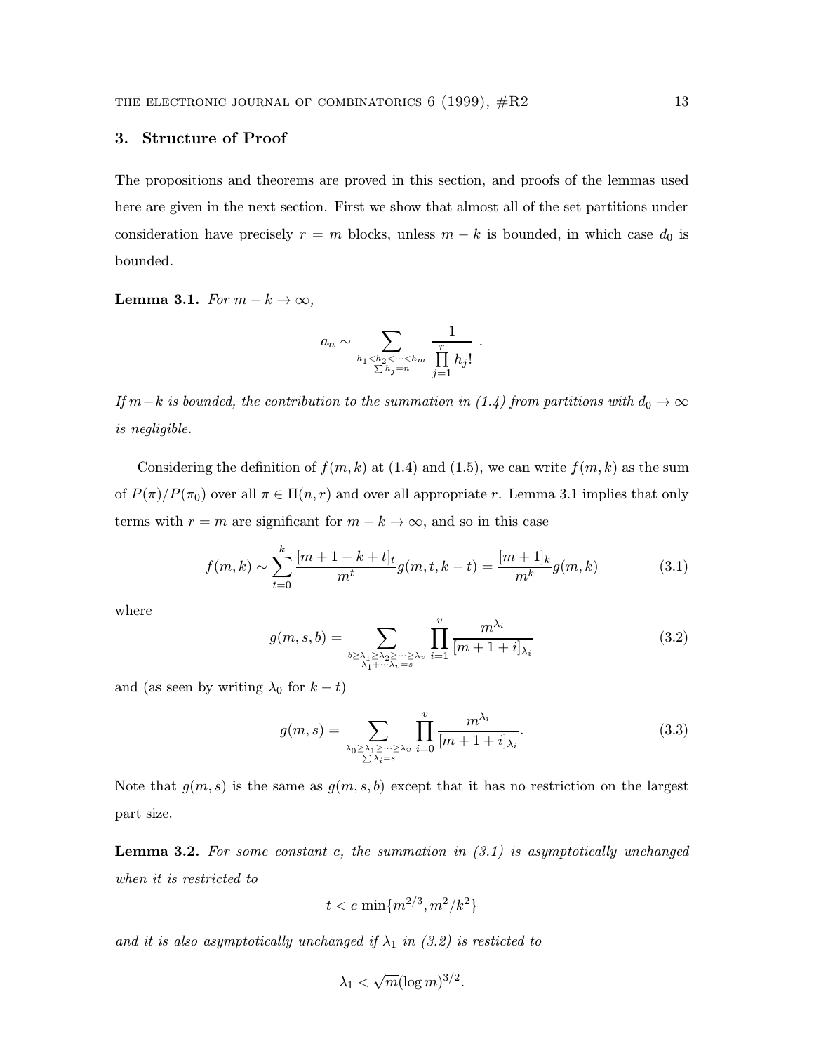## 3. Structure of Proof

The propositions and theorems are proved in this section, and proofs of the lemmas used here are given in the next section. First we show that almost all of the set partitions under consideration have precisely $r = m$ blocks, unless $m - k$ is bounded, in which case $d_0$ is bounded.

**Lemma 3.1.** *For $m - k \to \infty$,*

$$a_n \sim \sum_{\substack{h_1 < h_2 < \cdots < h_m \\ \sum h_j = n}} \frac{1}{\prod_{j=1}^{r} h_j!} \ .$$

*If $m-k$ is bounded, the contribution to the summation in (1.4) from partitions with $d_0 \to \infty$ is negligible.*

Considering the definition of $f(m,k)$ at (1.4) and (1.5), we can write $f(m,k)$ as the sum of $P(\pi)/P(\pi_0)$ over all $\pi \in \Pi(n,r)$ and over all appropriate $r$. Lemma 3.1 implies that only terms with $r = m$ are significant for $m - k \to \infty$, and so in this case

$$f(m,k) \sim \sum_{t=0}^{k} \frac{[m+1-k+t]_t}{m^t} g(m,t,k-t) = \frac{[m+1]_k}{m^k} g(m,k) \tag{3.1}$$

where

$$g(m,s,b) = \sum_{\substack{b \ge \lambda_1 \ge \lambda_2 \ge \cdots \ge \lambda_v \\ \lambda_1 + \cdots \lambda_v = s}} \prod_{i=1}^{v} \frac{m^{\lambda_i}}{[m+1+i]_{\lambda_i}} \tag{3.2}$$

and (as seen by writing $\lambda_0$ for $k - t$)

$$g(m,s) = \sum_{\substack{\lambda_0 \ge \lambda_1 \ge \cdots \ge \lambda_v \\ \sum \lambda_i = s}} \prod_{i=0}^{v} \frac{m^{\lambda_i}}{[m+1+i]_{\lambda_i}}. \tag{3.3}$$

Note that $g(m,s)$ is the same as $g(m,s,b)$ except that it has no restriction on the largest part size.

**Lemma 3.2.** *For some constant $c$, the summation in (3.1) is asymptotically unchanged when it is restricted to*

$$t < c \min\{m^{2/3}, m^2/k^2\}$$

*and it is also asymptotically unchanged if $\lambda_1$ in (3.2) is resticted to*

$$\lambda_1 < \sqrt{m}(\log m)^{3/2}.$$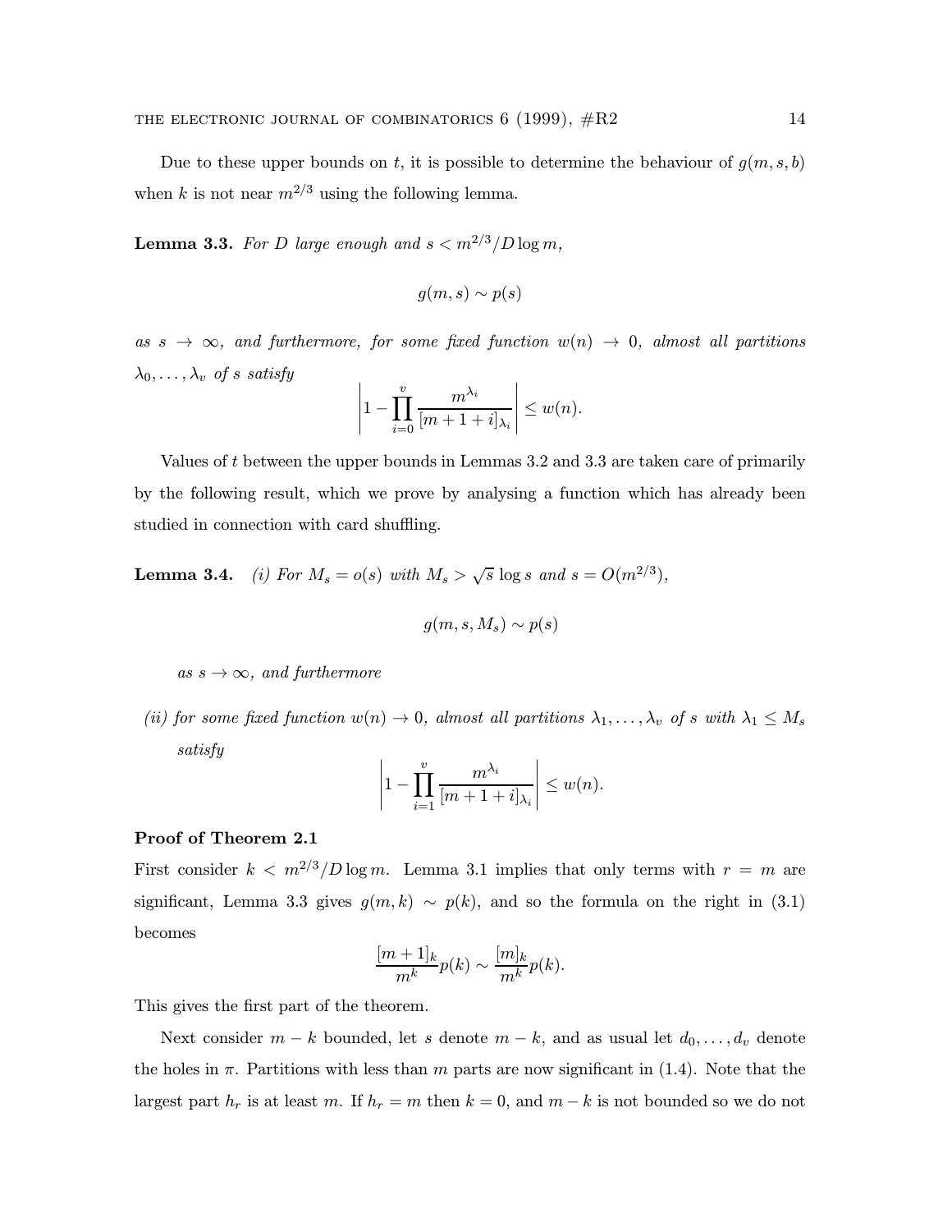Due to these upper bounds on $t$, it is possible to determine the behaviour of $g(m,s,b)$ when $k$ is not near $m^{2/3}$ using the following lemma.

**Lemma 3.3.** *For $D$ large enough and $s < m^{2/3}/D\log m$,*

$$g(m,s) \sim p(s)$$

*as $s \to \infty$, and furthermore, for some fixed function $w(n) \to 0$, almost all partitions $\lambda_0, \ldots, \lambda_v$ of $s$ satisfy*

$$\left| 1 - \prod_{i=0}^{v} \frac{m^{\lambda_i}}{[m+1+i]_{\lambda_i}} \right| \le w(n).$$

Values of $t$ between the upper bounds in Lemmas 3.2 and 3.3 are taken care of primarily by the following result, which we prove by analysing a function which has already been studied in connection with card shuffling.

**Lemma 3.4.** *(i) For $M_s = o(s)$ with $M_s > \sqrt{s}\log s$ and $s = O(m^{2/3})$,*

$$g(m,s,M_s) \sim p(s)$$

*as $s \to \infty$, and furthermore*

*(ii) for some fixed function $w(n) \to 0$, almost all partitions $\lambda_1, \ldots, \lambda_v$ of $s$ with $\lambda_1 \le M_s$ satisfy*

$$\left| 1 - \prod_{i=1}^{v} \frac{m^{\lambda_i}}{[m+1+i]_{\lambda_i}} \right| \le w(n).$$

**Proof of Theorem 2.1**

First consider $k < m^{2/3}/D\log m$. Lemma 3.1 implies that only terms with $r = m$ are significant, Lemma 3.3 gives $g(m,k) \sim p(k)$, and so the formula on the right in (3.1) becomes

$$\frac{[m+1]_k}{m^k}p(k) \sim \frac{[m]_k}{m^k}p(k).$$

This gives the first part of the theorem.

Next consider $m-k$ bounded, let $s$ denote $m-k$, and as usual let $d_0, \ldots, d_v$ denote the holes in $\pi$. Partitions with less than $m$ parts are now significant in (1.4). Note that the largest part $h_r$ is at least $m$. If $h_r = m$ then $k = 0$, and $m-k$ is not bounded so we do not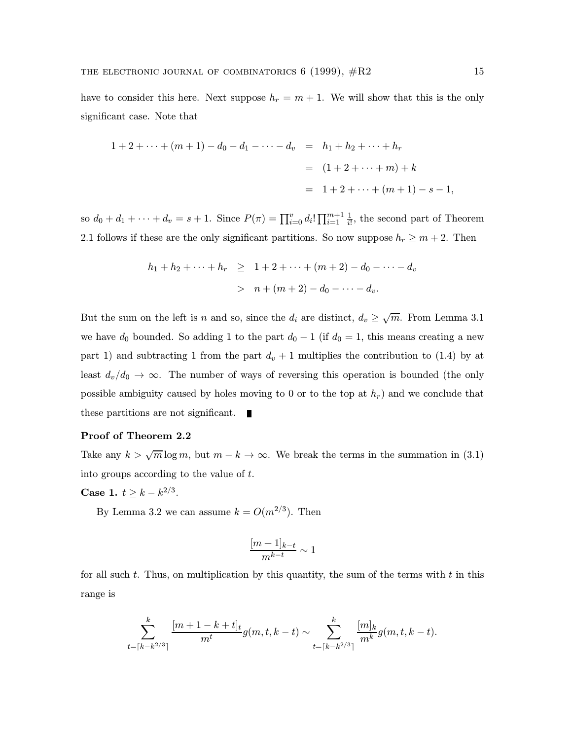have to consider this here. Next suppose $h_r = m+1$. We will show that this is the only significant case. Note that

$$
\begin{aligned}
1+2+\cdots+(m+1)-d_0-d_1-\cdots-d_v &= h_1+h_2+\cdots+h_r \\
&= (1+2+\cdots+m)+k \\
&= 1+2+\cdots+(m+1)-s-1,
\end{aligned}
$$

so $d_0+d_1+\cdots+d_v = s+1$. Since $P(\pi) = \prod_{i=0}^{v} d_i! \prod_{i=1}^{m+1} \frac{1}{i!}$, the second part of Theorem 2.1 follows if these are the only significant partitions. So now suppose $h_r \geq m+2$. Then

$$
\begin{aligned}
h_1+h_2+\cdots+h_r &\geq 1+2+\cdots+(m+2)-d_0-\cdots-d_v \\
&> n+(m+2)-d_0-\cdots-d_v.
\end{aligned}
$$

But the sum on the left is $n$ and so, since the $d_i$ are distinct, $d_v \geq \sqrt{m}$. From Lemma 3.1 we have $d_0$ bounded. So adding 1 to the part $d_0-1$ (if $d_0=1$, this means creating a new part 1) and subtracting 1 from the part $d_v+1$ multiplies the contribution to (1.4) by at least $d_v/d_0 \to \infty$. The number of ways of reversing this operation is bounded (the only possible ambiguity caused by holes moving to 0 or to the top at $h_r$) and we conclude that these partitions are not significant. ∎

**Proof of Theorem 2.2**

Take any $k > \sqrt{m}\log m$, but $m-k \to \infty$. We break the terms in the summation in (3.1) into groups according to the value of $t$.

**Case 1.** $t \geq k - k^{2/3}$.

By Lemma 3.2 we can assume $k = O(m^{2/3})$. Then

$$
\frac{[m+1]_{k-t}}{m^{k-t}} \sim 1
$$

for all such $t$. Thus, on multiplication by this quantity, the sum of the terms with $t$ in this range is

$$
\sum_{t=\lceil k-k^{2/3}\rceil}^{k} \frac{[m+1-k+t]_t}{m^t} g(m,t,k-t) \sim \sum_{t=\lceil k-k^{2/3}\rceil}^{k} \frac{[m]_k}{m^k} g(m,t,k-t).
$$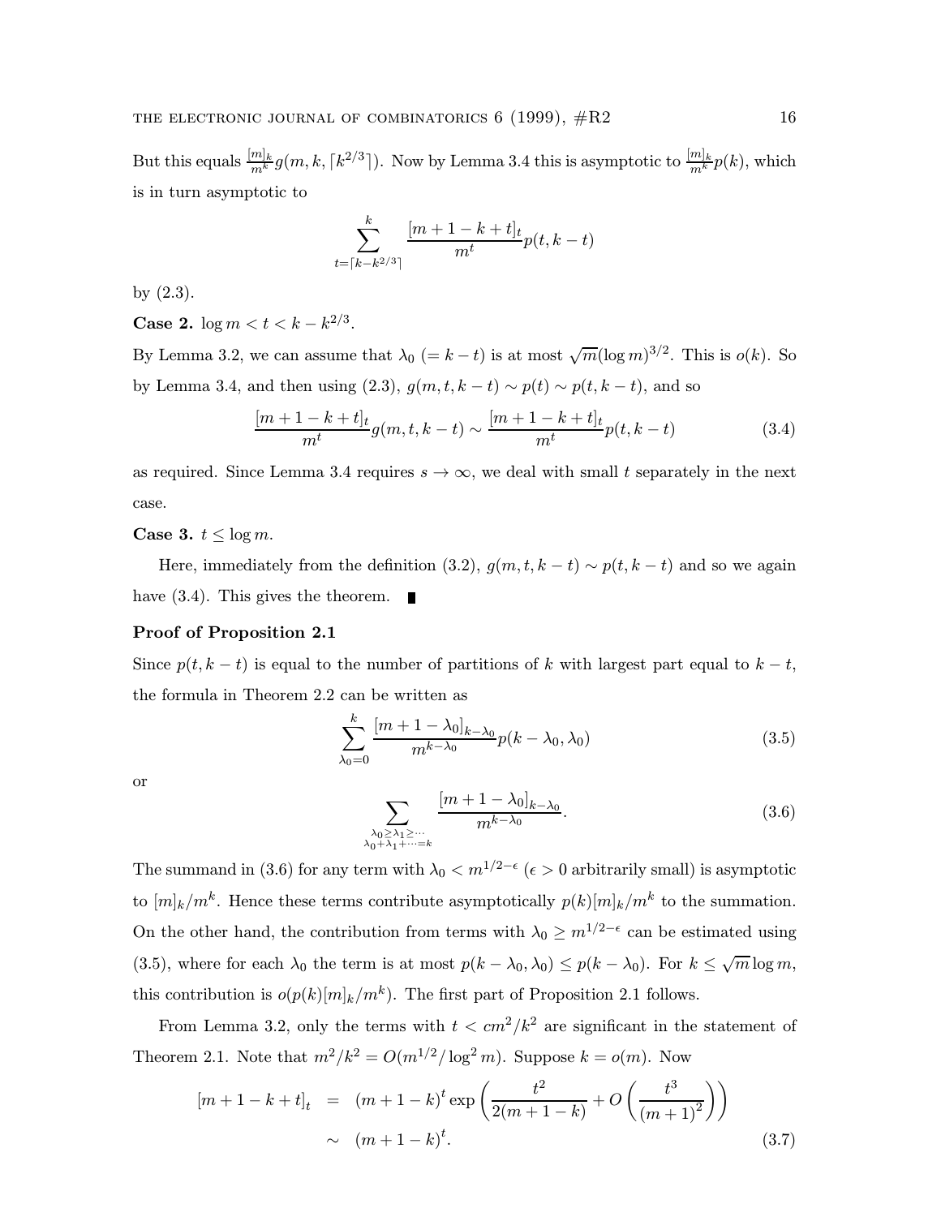But this equals $\frac{[m]_k}{m^k} g(m, k, \lceil k^{2/3} \rceil)$. Now by Lemma 3.4 this is asymptotic to $\frac{[m]_k}{m^k} p(k)$, which is in turn asymptotic to

$$\sum_{t=\lceil k-k^{2/3} \rceil}^{k} \frac{[m+1-k+t]_t}{m^t} p(t, k-t)$$

by (2.3).

**Case 2.** $\log m < t < k - k^{2/3}$.

By Lemma 3.2, we can assume that $\lambda_0$ $(= k - t)$ is at most $\sqrt{m}(\log m)^{3/2}$. This is $o(k)$. So by Lemma 3.4, and then using (2.3), $g(m, t, k-t) \sim p(t) \sim p(t, k-t)$, and so

$$\frac{[m+1-k+t]_t}{m^t} g(m, t, k-t) \sim \frac{[m+1-k+t]_t}{m^t} p(t, k-t) \tag{3.4}$$

as required. Since Lemma 3.4 requires $s \to \infty$, we deal with small $t$ separately in the next case.

**Case 3.** $t \le \log m$.

Here, immediately from the definition (3.2), $g(m, t, k-t) \sim p(t, k-t)$ and so we again have (3.4). This gives the theorem. ∎

**Proof of Proposition 2.1**

Since $p(t, k-t)$ is equal to the number of partitions of $k$ with largest part equal to $k - t$, the formula in Theorem 2.2 can be written as

$$\sum_{\lambda_0=0}^{k} \frac{[m+1-\lambda_0]_{k-\lambda_0}}{m^{k-\lambda_0}} p(k-\lambda_0, \lambda_0) \tag{3.5}$$

or

$$\sum_{\substack{\lambda_0 \ge \lambda_1 \ge \cdots \\ \lambda_0 + \lambda_1 + \cdots = k}} \frac{[m+1-\lambda_0]_{k-\lambda_0}}{m^{k-\lambda_0}}. \tag{3.6}$$

The summand in (3.6) for any term with $\lambda_0 < m^{1/2-\epsilon}$ ($\epsilon > 0$ arbitrarily small) is asymptotic to $[m]_k/m^k$. Hence these terms contribute asymptotically $p(k)[m]_k/m^k$ to the summation. On the other hand, the contribution from terms with $\lambda_0 \ge m^{1/2-\epsilon}$ can be estimated using (3.5), where for each $\lambda_0$ the term is at most $p(k-\lambda_0, \lambda_0) \le p(k-\lambda_0)$. For $k \le \sqrt{m} \log m$, this contribution is $o(p(k)[m]_k/m^k)$. The first part of Proposition 2.1 follows.

From Lemma 3.2, only the terms with $t < cm^2/k^2$ are significant in the statement of Theorem 2.1. Note that $m^2/k^2 = O(m^{1/2}/\log^2 m)$. Suppose $k = o(m)$. Now

$$\begin{aligned} [m+1-k+t]_t &= (m+1-k)^t \exp\left( \frac{t^2}{2(m+1-k)} + O\left( \frac{t^3}{(m+1)^2} \right) \right) \\ &\sim (m+1-k)^t. \end{aligned} \tag{3.7}$$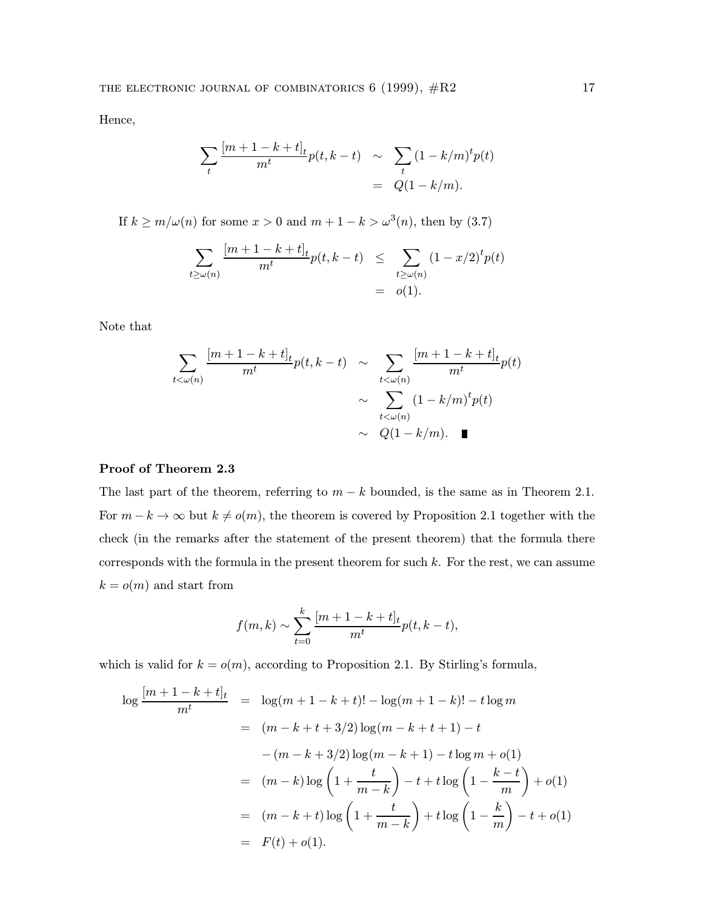Hence,

$$
\begin{aligned}
\sum_t \frac{[m+1-k+t]_t}{m^t} p(t, k-t) &\sim \sum_t (1-k/m)^t p(t) \\
&= Q(1-k/m).
\end{aligned}
$$

If $k \geq m/\omega(n)$ for some $x > 0$ and $m+1-k > \omega^3(n)$, then by (3.7)

$$
\begin{aligned}
\sum_{t \geq \omega(n)} \frac{[m+1-k+t]_t}{m^t} p(t, k-t) &\leq \sum_{t \geq \omega(n)} (1-x/2)^t p(t) \\
&= o(1).
\end{aligned}
$$

Note that

$$
\begin{aligned}
\sum_{t < \omega(n)} \frac{[m+1-k+t]_t}{m^t} p(t, k-t) &\sim \sum_{t < \omega(n)} \frac{[m+1-k+t]_t}{m^t} p(t) \\
&\sim \sum_{t < \omega(n)} (1-k/m)^t p(t) \\
&\sim Q(1-k/m). \quad \blacksquare
\end{aligned}
$$

**Proof of Theorem 2.3**

The last part of the theorem, referring to $m-k$ bounded, is the same as in Theorem 2.1. For $m-k \to \infty$ but $k \neq o(m)$, the theorem is covered by Proposition 2.1 together with the check (in the remarks after the statement of the present theorem) that the formula there corresponds with the formula in the present theorem for such $k$. For the rest, we can assume $k = o(m)$ and start from

$$
f(m,k) \sim \sum_{t=0}^{k} \frac{[m+1-k+t]_t}{m^t} p(t, k-t),
$$

which is valid for $k = o(m)$, according to Proposition 2.1. By Stirling's formula,

$$
\begin{aligned}
\log \frac{[m+1-k+t]_t}{m^t} &= \log(m+1-k+t)! - \log(m+1-k)! - t\log m \\
&= (m-k+t+3/2)\log(m-k+t+1) - t \\
&\quad - (m-k+3/2)\log(m-k+1) - t\log m + o(1) \\
&= (m-k)\log\left(1 + \frac{t}{m-k}\right) - t + t\log\left(1 - \frac{k-t}{m}\right) + o(1) \\
&= (m-k+t)\log\left(1 + \frac{t}{m-k}\right) + t\log\left(1 - \frac{k}{m}\right) - t + o(1) \\
&= F(t) + o(1).
\end{aligned}
$$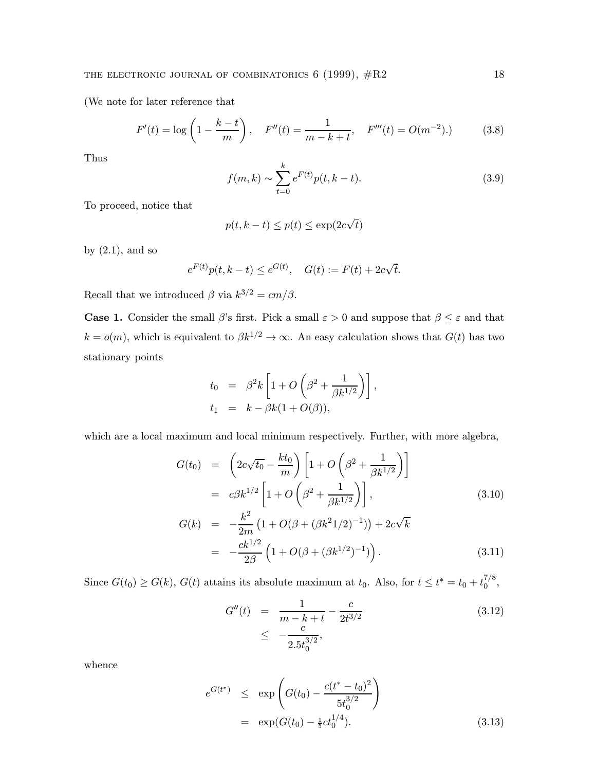(We note for later reference that

$$F'(t) = \log\left(1 - \frac{k-t}{m}\right), \quad F''(t) = \frac{1}{m-k+t}, \quad F'''(t) = O(m^{-2}).) \tag{3.8}$$

Thus

$$f(m,k) \sim \sum_{t=0}^{k} e^{F(t)} p(t, k-t). \tag{3.9}$$

To proceed, notice that

$$p(t, k-t) \le p(t) \le \exp(2c\sqrt{t})$$

by (2.1), and so

$$e^{F(t)} p(t, k-t) \le e^{G(t)}, \quad G(t) := F(t) + 2c\sqrt{t}.$$

Recall that we introduced $\beta$ via $k^{3/2} = cm/\beta$.

**Case 1.** Consider the small $\beta$'s first. Pick a small $\varepsilon > 0$ and suppose that $\beta \le \varepsilon$ and that $k = o(m)$, which is equivalent to $\beta k^{1/2} \to \infty$. An easy calculation shows that $G(t)$ has two stationary points

$$\begin{aligned}
t_0 &= \beta^2 k \left[1 + O\left(\beta^2 + \frac{1}{\beta k^{1/2}}\right)\right], \\
t_1 &= k - \beta k (1 + O(\beta)),
\end{aligned}$$

which are a local maximum and local minimum respectively. Further, with more algebra,

$$\begin{aligned}
G(t_0) &= \left(2c\sqrt{t_0} - \frac{kt_0}{m}\right)\left[1 + O\left(\beta^2 + \frac{1}{\beta k^{1/2}}\right)\right] \\
&= c\beta k^{1/2}\left[1 + O\left(\beta^2 + \frac{1}{\beta k^{1/2}}\right)\right], \qquad (3.10) \\
G(k) &= -\frac{k^2}{2m}\left(1 + O(\beta + (\beta k^2 1/2)^{-1})\right) + 2c\sqrt{k} \\
&= -\frac{ck^{1/2}}{2\beta}\left(1 + O(\beta + (\beta k^{1/2})^{-1})\right). \qquad (3.11)
\end{aligned}$$

Since $G(t_0) \ge G(k)$, $G(t)$ attains its absolute maximum at $t_0$. Also, for $t \le t^* = t_0 + t_0^{7/8}$,

$$\begin{aligned}
G''(t) &= \frac{1}{m-k+t} - \frac{c}{2t^{3/2}} \qquad (3.12) \\
&\le -\frac{c}{2.5 t_0^{3/2}},
\end{aligned}$$

whence

$$\begin{aligned}
e^{G(t^*)} &\le \exp\left(G(t_0) - \frac{c(t^* - t_0)^2}{5t_0^{3/2}}\right) \\
&= \exp(G(t_0) - \tfrac{1}{5} c t_0^{1/4}). \qquad (3.13)
\end{aligned}$$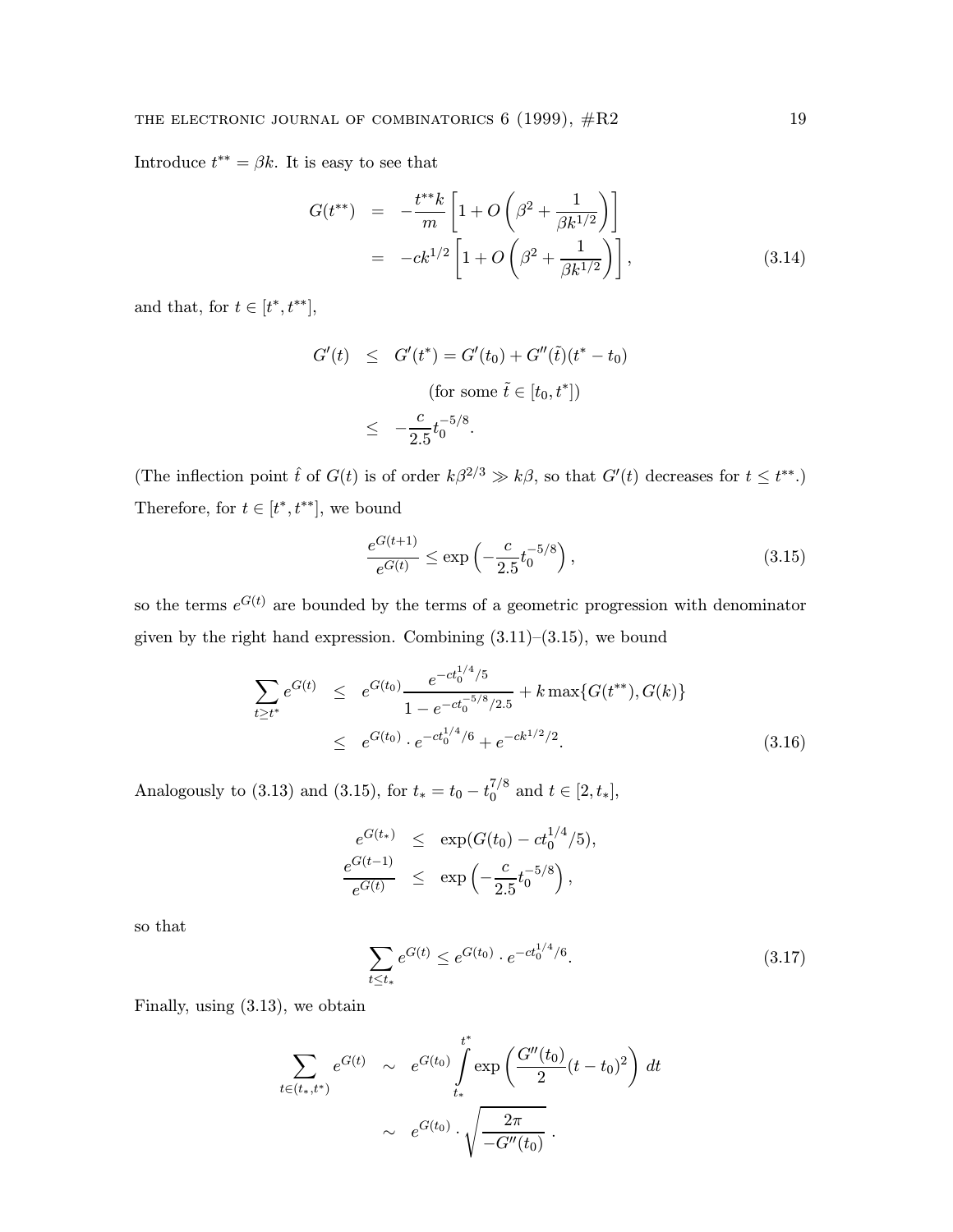Introduce $t^{**} = \beta k$. It is easy to see that

$$
\begin{aligned}
G(t^{**}) &= -\frac{t^{**}k}{m}\left[1 + O\left(\beta^2 + \frac{1}{\beta k^{1/2}}\right)\right] \\
&= -ck^{1/2}\left[1 + O\left(\beta^2 + \frac{1}{\beta k^{1/2}}\right)\right], \qquad (3.14)
\end{aligned}
$$

and that, for $t \in [t^*, t^{**}]$,

$$
\begin{aligned}
G'(t) &\le G'(t^*) = G'(t_0) + G''(\tilde{t})(t^* - t_0) \\
&\qquad \text{(for some } \tilde{t} \in [t_0, t^*]) \\
&\le -\frac{c}{2.5} t_0^{-5/8}.
\end{aligned}
$$

(The inflection point $\hat{t}$ of $G(t)$ is of order $k\beta^{2/3} \gg k\beta$, so that $G'(t)$ decreases for $t \le t^{**}$.) Therefore, for $t \in [t^*, t^{**}]$, we bound

$$
\frac{e^{G(t+1)}}{e^{G(t)}} \le \exp\left(-\frac{c}{2.5} t_0^{-5/8}\right), \qquad (3.15)
$$

so the terms $e^{G(t)}$ are bounded by the terms of a geometric progression with denominator given by the right hand expression. Combining (3.11)–(3.15), we bound

$$
\begin{aligned}
\sum_{t \ge t^*} e^{G(t)} &\le e^{G(t_0)} \frac{e^{-ct_0^{1/4}/5}}{1 - e^{-ct_0^{-5/8}/2.5}} + k \max\{G(t^{**}), G(k)\} \\
&\le e^{G(t_0)} \cdot e^{-ct_0^{1/4}/6} + e^{-ck^{1/2}/2}. \qquad (3.16)
\end{aligned}
$$

Analogously to (3.13) and (3.15), for $t_* = t_0 - t_0^{7/8}$ and $t \in [2, t_*]$,

$$
\begin{aligned}
e^{G(t_*)} &\le \exp(G(t_0) - ct_0^{1/4}/5), \\
\frac{e^{G(t-1)}}{e^{G(t)}} &\le \exp\left(-\frac{c}{2.5} t_0^{-5/8}\right),
\end{aligned}
$$

so that

$$
\sum_{t \le t_*} e^{G(t)} \le e^{G(t_0)} \cdot e^{-ct_0^{1/4}/6}. \qquad (3.17)
$$

Finally, using (3.13), we obtain

$$
\begin{aligned}
\sum_{t \in (t_*, t^*)} e^{G(t)} &\sim e^{G(t_0)} \int_{t_*}^{t^*} \exp\left(\frac{G''(t_0)}{2}(t - t_0)^2\right) dt \\
&\sim e^{G(t_0)} \cdot \sqrt{\frac{2\pi}{-G''(t_0)}}\ .
\end{aligned}
$$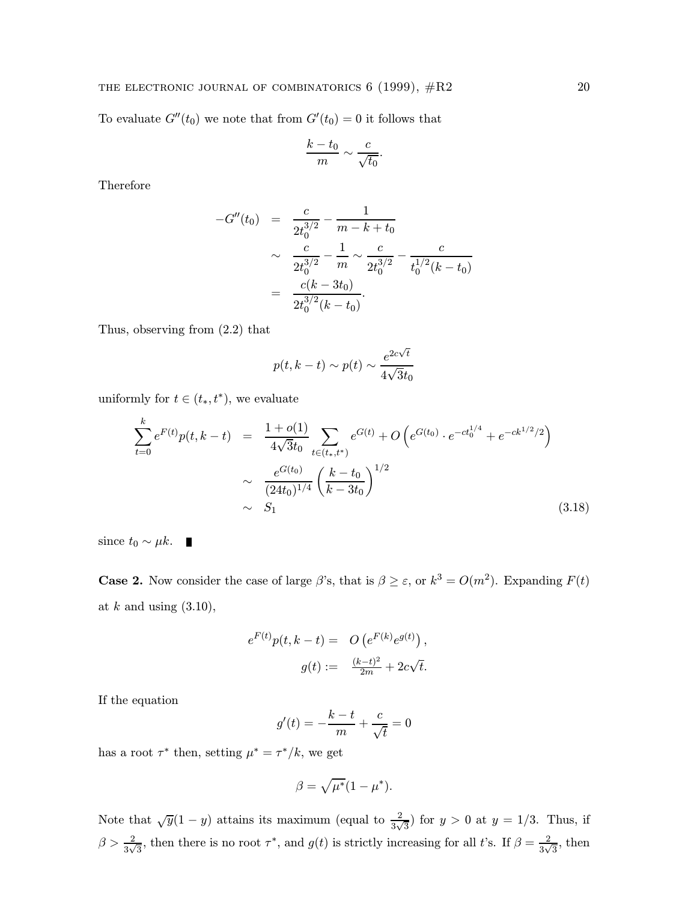To evaluate $G''(t_0)$ we note that from $G'(t_0) = 0$ it follows that

$$\frac{k - t_0}{m} \sim \frac{c}{\sqrt{t_0}}.$$

Therefore

$$\begin{aligned}
-G''(t_0) &= \frac{c}{2t_0^{3/2}} - \frac{1}{m - k + t_0} \\
&\sim \frac{c}{2t_0^{3/2}} - \frac{1}{m} \sim \frac{c}{2t_0^{3/2}} - \frac{c}{t_0^{1/2}(k - t_0)} \\
&= \frac{c(k - 3t_0)}{2t_0^{3/2}(k - t_0)}.
\end{aligned}$$

Thus, observing from (2.2) that

$$p(t, k - t) \sim p(t) \sim \frac{e^{2c\sqrt{t}}}{4\sqrt{3}t_0}$$

uniformly for $t \in (t_*, t^*)$, we evaluate

$$\begin{aligned}
\sum_{t=0}^{k} e^{F(t)} p(t, k - t) &= \frac{1 + o(1)}{4\sqrt{3}t_0} \sum_{t \in (t_*, t^*)} e^{G(t)} + O\left(e^{G(t_0)} \cdot e^{-ct_0^{1/4}} + e^{-ck^{1/2}/2}\right) \\
&\sim \frac{e^{G(t_0)}}{(24t_0)^{1/4}} \left(\frac{k - t_0}{k - 3t_0}\right)^{1/2} \\
&\sim S_1 
\end{aligned} \tag{3.18}$$

since $t_0 \sim \mu k$. ∎

**Case 2.** Now consider the case of large $\beta$'s, that is $\beta \geq \varepsilon$, or $k^3 = O(m^2)$. Expanding $F(t)$ at $k$ and using (3.10),

$$\begin{aligned}
e^{F(t)} p(t, k - t) &= O\left(e^{F(k)} e^{g(t)}\right), \\
g(t) &:= \tfrac{(k-t)^2}{2m} + 2c\sqrt{t}.
\end{aligned}$$

If the equation

$$g'(t) = -\frac{k - t}{m} + \frac{c}{\sqrt{t}} = 0$$

has a root $\tau^*$ then, setting $\mu^* = \tau^*/k$, we get

$$\beta = \sqrt{\mu^*}(1 - \mu^*).$$

Note that $\sqrt{y}(1 - y)$ attains its maximum (equal to $\frac{2}{3\sqrt{3}}$) for $y > 0$ at $y = 1/3$. Thus, if $\beta > \frac{2}{3\sqrt{3}}$, then there is no root $\tau^*$, and $g(t)$ is strictly increasing for all $t$'s. If $\beta = \frac{2}{3\sqrt{3}}$, then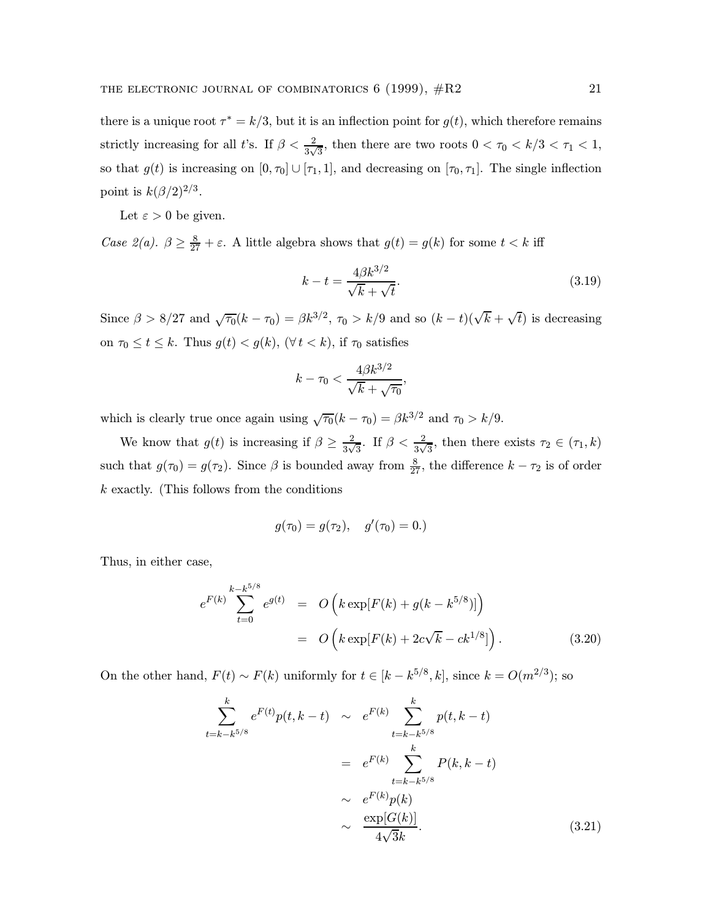there is a unique root $\tau^* = k/3$, but it is an inflection point for $g(t)$, which therefore remains strictly increasing for all $t$'s. If $\beta < \frac{2}{3\sqrt{3}}$, then there are two roots $0 < \tau_0 < k/3 < \tau_1 < 1$, so that $g(t)$ is increasing on $[0, \tau_0] \cup [\tau_1, 1]$, and decreasing on $[\tau_0, \tau_1]$. The single inflection point is $k(\beta/2)^{2/3}$.

Let $\varepsilon > 0$ be given.

*Case 2(a).* $\beta \geq \frac{8}{27} + \varepsilon$. A little algebra shows that $g(t) = g(k)$ for some $t < k$ iff

$$k - t = \frac{4\beta k^{3/2}}{\sqrt{k} + \sqrt{t}}. \tag{3.19}$$

Since $\beta > 8/27$ and $\sqrt{\tau_0}(k - \tau_0) = \beta k^{3/2}$, $\tau_0 > k/9$ and so $(k-t)(\sqrt{k} + \sqrt{t})$ is decreasing on $\tau_0 \leq t \leq k$. Thus $g(t) < g(k)$, $(\forall\, t < k)$, if $\tau_0$ satisfies

$$k - \tau_0 < \frac{4\beta k^{3/2}}{\sqrt{k} + \sqrt{\tau_0}},$$

which is clearly true once again using $\sqrt{\tau_0}(k - \tau_0) = \beta k^{3/2}$ and $\tau_0 > k/9$.

We know that $g(t)$ is increasing if $\beta \geq \frac{2}{3\sqrt{3}}$. If $\beta < \frac{2}{3\sqrt{3}}$, then there exists $\tau_2 \in (\tau_1, k)$ such that $g(\tau_0) = g(\tau_2)$. Since $\beta$ is bounded away from $\frac{8}{27}$, the difference $k - \tau_2$ is of order $k$ exactly. (This follows from the conditions

$$g(\tau_0) = g(\tau_2), \quad g'(\tau_0) = 0.)$$

Thus, in either case,

$$\begin{aligned} e^{F(k)} \sum_{t=0}^{k-k^{5/8}} e^{g(t)} &= O\left(k \exp[F(k) + g(k - k^{5/8})]\right) \\ &= O\left(k \exp[F(k) + 2c\sqrt{k} - ck^{1/8}]\right). \end{aligned} \tag{3.20}$$

On the other hand, $F(t) \sim F(k)$ uniformly for $t \in [k - k^{5/8}, k]$, since $k = O(m^{2/3})$; so

$$\begin{aligned} \sum_{t=k-k^{5/8}}^{k} e^{F(t)} p(t, k-t) &\sim e^{F(k)} \sum_{t=k-k^{5/8}}^{k} p(t, k-t) \\ &= e^{F(k)} \sum_{t=k-k^{5/8}}^{k} P(k, k-t) \\ &\sim e^{F(k)} p(k) \\ &\sim \frac{\exp[G(k)]}{4\sqrt{3}k}. \end{aligned} \tag{3.21}$$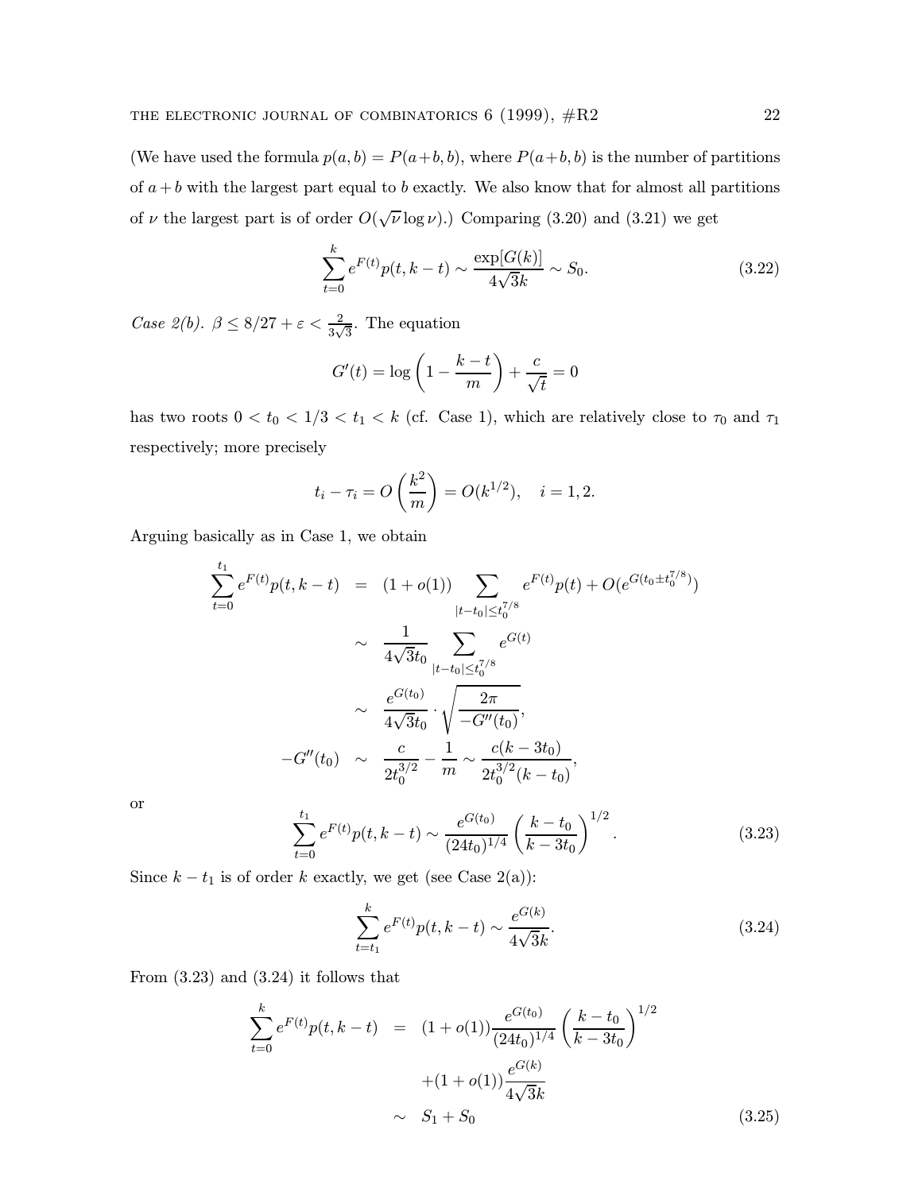(We have used the formula $p(a,b) = P(a+b,b)$, where $P(a+b,b)$ is the number of partitions of $a+b$ with the largest part equal to $b$ exactly. We also know that for almost all partitions of $\nu$ the largest part is of order $O(\sqrt{\nu}\log\nu)$.) Comparing (3.20) and (3.21) we get

$$\sum_{t=0}^{k} e^{F(t)} p(t,k-t) \sim \frac{\exp[G(k)]}{4\sqrt{3}k} \sim S_0. \tag{3.22}$$

*Case 2(b).* $\beta \leq 8/27 + \varepsilon < \frac{2}{3\sqrt{3}}$. The equation

$$G'(t) = \log\left(1 - \frac{k-t}{m}\right) + \frac{c}{\sqrt{t}} = 0$$

has two roots $0 < t_0 < 1/3 < t_1 < k$ (cf. Case 1), which are relatively close to $\tau_0$ and $\tau_1$ respectively; more precisely

$$t_i - \tau_i = O\left(\frac{k^2}{m}\right) = O(k^{1/2}), \quad i = 1, 2.$$

Arguing basically as in Case 1, we obtain

$$\begin{aligned}
\sum_{t=0}^{t_1} e^{F(t)} p(t,k-t) &= (1+o(1)) \sum_{|t-t_0| \leq t_0^{7/8}} e^{F(t)} p(t) + O(e^{G(t_0 \pm t_0^{7/8})}) \\
&\sim \frac{1}{4\sqrt{3}t_0} \sum_{|t-t_0| \leq t_0^{7/8}} e^{G(t)} \\
&\sim \frac{e^{G(t_0)}}{4\sqrt{3}t_0} \cdot \sqrt{\frac{2\pi}{-G''(t_0)}}, \\
-G''(t_0) &\sim \frac{c}{2t_0^{3/2}} - \frac{1}{m} \sim \frac{c(k-3t_0)}{2t_0^{3/2}(k-t_0)},
\end{aligned}$$

or

$$\sum_{t=0}^{t_1} e^{F(t)} p(t,k-t) \sim \frac{e^{G(t_0)}}{(24t_0)^{1/4}} \left(\frac{k-t_0}{k-3t_0}\right)^{1/2}. \tag{3.23}$$

Since $k - t_1$ is of order $k$ exactly, we get (see Case 2(a)):

$$\sum_{t=t_1}^{k} e^{F(t)} p(t,k-t) \sim \frac{e^{G(k)}}{4\sqrt{3}k}. \tag{3.24}$$

From (3.23) and (3.24) it follows that

$$\begin{aligned}
\sum_{t=0}^{k} e^{F(t)} p(t,k-t) &= (1+o(1)) \frac{e^{G(t_0)}}{(24t_0)^{1/4}} \left(\frac{k-t_0}{k-3t_0}\right)^{1/2} \\
&\quad + (1+o(1)) \frac{e^{G(k)}}{4\sqrt{3}k} \\
&\sim S_1 + S_0
\end{aligned} \tag{3.25}$$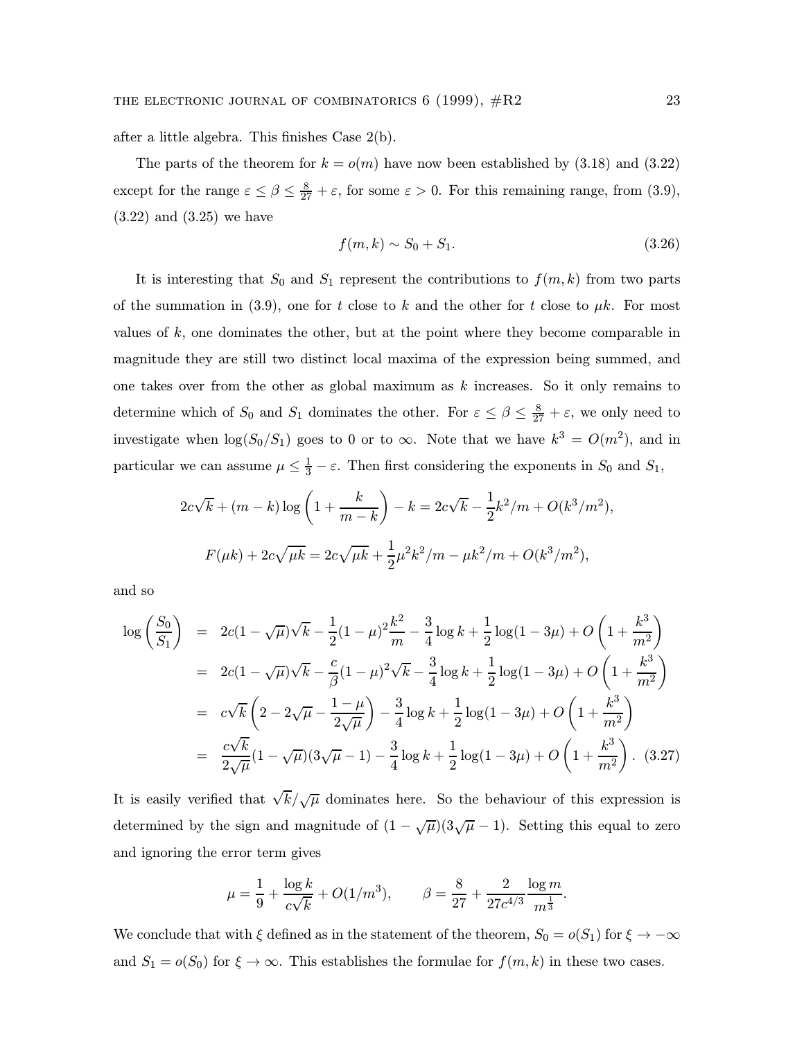after a little algebra. This finishes Case 2(b).

The parts of the theorem for $k = o(m)$ have now been established by (3.18) and (3.22) except for the range $\varepsilon \le \beta \le \frac{8}{27} + \varepsilon$, for some $\varepsilon > 0$. For this remaining range, from (3.9), (3.22) and (3.25) we have

$$f(m,k) \sim S_0 + S_1. \tag{3.26}$$

It is interesting that $S_0$ and $S_1$ represent the contributions to $f(m,k)$ from two parts of the summation in (3.9), one for $t$ close to $k$ and the other for $t$ close to $\mu k$. For most values of $k$, one dominates the other, but at the point where they become comparable in magnitude they are still two distinct local maxima of the expression being summed, and one takes over from the other as global maximum as $k$ increases. So it only remains to determine which of $S_0$ and $S_1$ dominates the other. For $\varepsilon \le \beta \le \frac{8}{27} + \varepsilon$, we only need to investigate when $\log(S_0/S_1)$ goes to 0 or to $\infty$. Note that we have $k^3 = O(m^2)$, and in particular we can assume $\mu \le \frac{1}{3} - \varepsilon$. Then first considering the exponents in $S_0$ and $S_1$,

$$2c\sqrt{k} + (m-k)\log\left(1 + \frac{k}{m-k}\right) - k = 2c\sqrt{k} - \frac{1}{2}k^2/m + O(k^3/m^2),$$

$$F(\mu k) + 2c\sqrt{\mu k} = 2c\sqrt{\mu k} + \frac{1}{2}\mu^2 k^2/m - \mu k^2/m + O(k^3/m^2),$$

and so

$$\begin{aligned}
\log\left(\frac{S_0}{S_1}\right) &= 2c(1-\sqrt{\mu})\sqrt{k} - \frac{1}{2}(1-\mu)^2\frac{k^2}{m} - \frac{3}{4}\log k + \frac{1}{2}\log(1-3\mu) + O\left(1 + \frac{k^3}{m^2}\right) \\
&= 2c(1-\sqrt{\mu})\sqrt{k} - \frac{c}{\beta}(1-\mu)^2\sqrt{k} - \frac{3}{4}\log k + \frac{1}{2}\log(1-3\mu) + O\left(1 + \frac{k^3}{m^2}\right) \\
&= c\sqrt{k}\left(2 - 2\sqrt{\mu} - \frac{1-\mu}{2\sqrt{\mu}}\right) - \frac{3}{4}\log k + \frac{1}{2}\log(1-3\mu) + O\left(1 + \frac{k^3}{m^2}\right) \\
&= \frac{c\sqrt{k}}{2\sqrt{\mu}}(1-\sqrt{\mu})(3\sqrt{\mu}-1) - \frac{3}{4}\log k + \frac{1}{2}\log(1-3\mu) + O\left(1 + \frac{k^3}{m^2}\right). \quad (3.27)
\end{aligned}$$

It is easily verified that $\sqrt{k}/\sqrt{\mu}$ dominates here. So the behaviour of this expression is determined by the sign and magnitude of $(1-\sqrt{\mu})(3\sqrt{\mu}-1)$. Setting this equal to zero and ignoring the error term gives

$$\mu = \frac{1}{9} + \frac{\log k}{c\sqrt{k}} + O(1/m^3), \qquad \beta = \frac{8}{27} + \frac{2}{27c^{4/3}}\frac{\log m}{m^{\frac{1}{3}}}.$$

We conclude that with $\xi$ defined as in the statement of the theorem, $S_0 = o(S_1)$ for $\xi \to -\infty$ and $S_1 = o(S_0)$ for $\xi \to \infty$. This establishes the formulae for $f(m,k)$ in these two cases.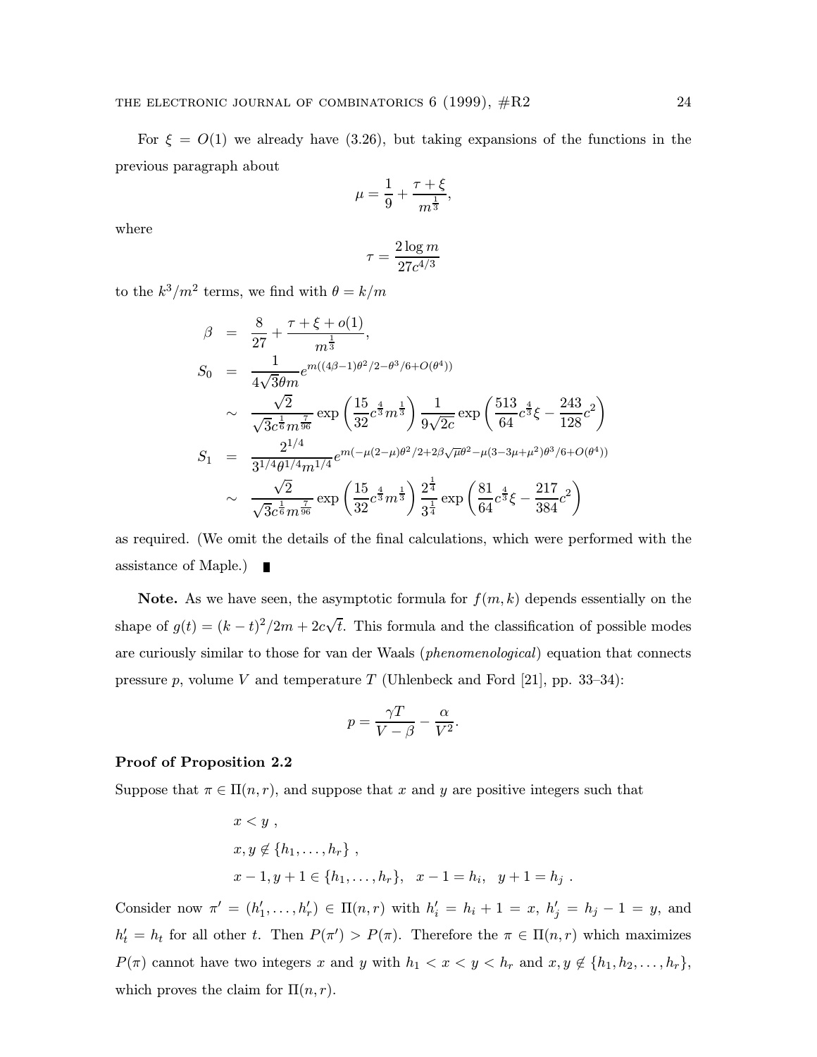For $\xi = O(1)$ we already have (3.26), but taking expansions of the functions in the previous paragraph about

$$\mu = \frac{1}{9} + \frac{\tau + \xi}{m^{\frac{1}{3}}},$$

where

$$\tau = \frac{2 \log m}{27 c^{4/3}}$$

to the $k^3/m^2$ terms, we find with $\theta = k/m$

$$\begin{aligned}
\beta &= \frac{8}{27} + \frac{\tau + \xi + o(1)}{m^{\frac{1}{3}}}, \\
S_0 &= \frac{1}{4\sqrt{3}\theta m} e^{m((4\beta - 1)\theta^2/2 - \theta^3/6 + O(\theta^4))} \\
&\sim \frac{\sqrt{2}}{\sqrt{3} c^{\frac{1}{6}} m^{\frac{7}{96}}} \exp\left(\frac{15}{32} c^{\frac{4}{3}} m^{\frac{1}{3}}\right) \frac{1}{9\sqrt{2c}} \exp\left(\frac{513}{64} c^{\frac{4}{3}} \xi - \frac{243}{128} c^2\right) \\
S_1 &= \frac{2^{1/4}}{3^{1/4} \theta^{1/4} m^{1/4}} e^{m(-\mu(2-\mu)\theta^2/2 + 2\beta\sqrt{\mu}\theta^2 - \mu(3 - 3\mu + \mu^2)\theta^3/6 + O(\theta^4))} \\
&\sim \frac{\sqrt{2}}{\sqrt{3} c^{\frac{1}{6}} m^{\frac{7}{96}}} \exp\left(\frac{15}{32} c^{\frac{4}{3}} m^{\frac{1}{3}}\right) \frac{2^{\frac{1}{4}}}{3^{\frac{1}{4}}} \exp\left(\frac{81}{64} c^{\frac{4}{3}} \xi - \frac{217}{384} c^2\right)
\end{aligned}$$

as required. (We omit the details of the final calculations, which were performed with the assistance of Maple.) ∎

**Note.** As we have seen, the asymptotic formula for $f(m, k)$ depends essentially on the shape of $g(t) = (k - t)^2/2m + 2c\sqrt{t}$. This formula and the classification of possible modes are curiously similar to those for van der Waals (*phenomenological*) equation that connects pressure $p$, volume $V$ and temperature $T$ (Uhlenbeck and Ford [21], pp. 33–34):

$$p = \frac{\gamma T}{V - \beta} - \frac{\alpha}{V^2}.$$

**Proof of Proposition 2.2**

Suppose that $\pi \in \Pi(n, r)$, and suppose that $x$ and $y$ are positive integers such that

$$\begin{aligned}
&x < y\ , \\
&x, y \notin \{h_1, \ldots, h_r\}\ , \\
&x - 1, y + 1 \in \{h_1, \ldots, h_r\}, \quad x - 1 = h_i, \quad y + 1 = h_j\ .
\end{aligned}$$

Consider now $\pi' = (h'_1, \ldots, h'_r) \in \Pi(n, r)$ with $h'_i = h_i + 1 = x$, $h'_j = h_j - 1 = y$, and $h'_t = h_t$ for all other $t$. Then $P(\pi') > P(\pi)$. Therefore the $\pi \in \Pi(n, r)$ which maximizes $P(\pi)$ cannot have two integers $x$ and $y$ with $h_1 < x < y < h_r$ and $x, y \notin \{h_1, h_2, \ldots, h_r\}$, which proves the claim for $\Pi(n, r)$.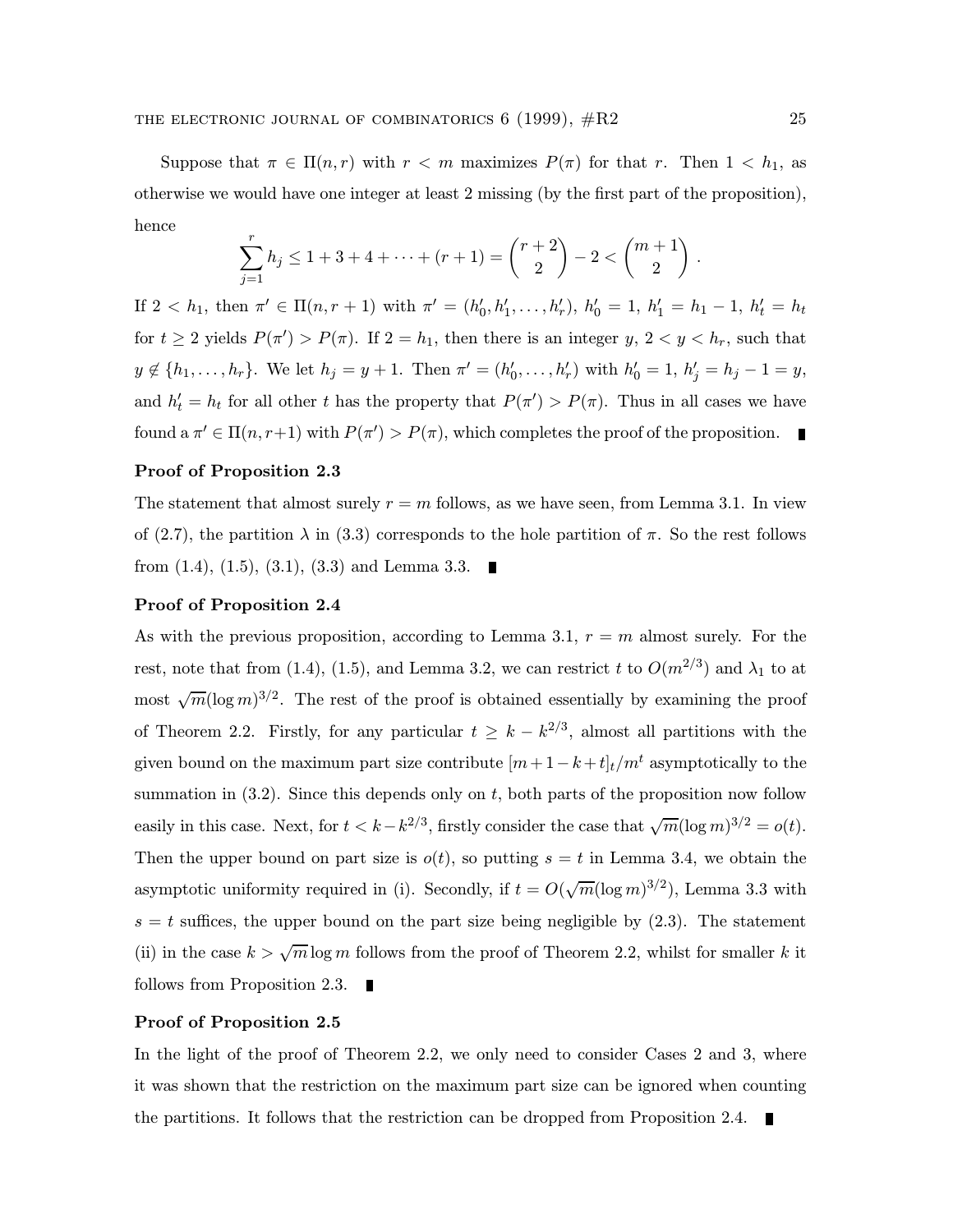Suppose that $\pi \in \Pi(n, r)$ with $r < m$ maximizes $P(\pi)$ for that $r$. Then $1 < h_1$, as otherwise we would have one integer at least 2 missing (by the first part of the proposition), hence

$$\sum_{j=1}^{r} h_j \leq 1 + 3 + 4 + \cdots + (r+1) = \binom{r+2}{2} - 2 < \binom{m+1}{2}.$$

If $2 < h_1$, then $\pi' \in \Pi(n, r+1)$ with $\pi' = (h'_0, h'_1, \ldots, h'_r)$, $h'_0 = 1$, $h'_1 = h_1 - 1$, $h'_t = h_t$ for $t \geq 2$ yields $P(\pi') > P(\pi)$. If $2 = h_1$, then there is an integer $y$, $2 < y < h_r$, such that $y \notin \{h_1, \ldots, h_r\}$. We let $h_j = y + 1$. Then $\pi' = (h'_0, \ldots, h'_r)$ with $h'_0 = 1$, $h'_j = h_j - 1 = y$, and $h'_t = h_t$ for all other $t$ has the property that $P(\pi') > P(\pi)$. Thus in all cases we have found a $\pi' \in \Pi(n, r+1)$ with $P(\pi') > P(\pi)$, which completes the proof of the proposition. ∎

**Proof of Proposition 2.3**

The statement that almost surely $r = m$ follows, as we have seen, from Lemma 3.1. In view of (2.7), the partition $\lambda$ in (3.3) corresponds to the hole partition of $\pi$. So the rest follows from (1.4), (1.5), (3.1), (3.3) and Lemma 3.3. ∎

**Proof of Proposition 2.4**

As with the previous proposition, according to Lemma 3.1, $r = m$ almost surely. For the rest, note that from (1.4), (1.5), and Lemma 3.2, we can restrict $t$ to $O(m^{2/3})$ and $\lambda_1$ to at most $\sqrt{m}(\log m)^{3/2}$. The rest of the proof is obtained essentially by examining the proof of Theorem 2.2. Firstly, for any particular $t \geq k - k^{2/3}$, almost all partitions with the given bound on the maximum part size contribute $[m+1-k+t]_t/m^t$ asymptotically to the summation in (3.2). Since this depends only on $t$, both parts of the proposition now follow easily in this case. Next, for $t < k - k^{2/3}$, firstly consider the case that $\sqrt{m}(\log m)^{3/2} = o(t)$. Then the upper bound on part size is $o(t)$, so putting $s = t$ in Lemma 3.4, we obtain the asymptotic uniformity required in (i). Secondly, if $t = O(\sqrt{m}(\log m)^{3/2})$, Lemma 3.3 with $s = t$ suffices, the upper bound on the part size being negligible by (2.3). The statement (ii) in the case $k > \sqrt{m} \log m$ follows from the proof of Theorem 2.2, whilst for smaller $k$ it follows from Proposition 2.3. ∎

**Proof of Proposition 2.5**

In the light of the proof of Theorem 2.2, we only need to consider Cases 2 and 3, where it was shown that the restriction on the maximum part size can be ignored when counting the partitions. It follows that the restriction can be dropped from Proposition 2.4. ∎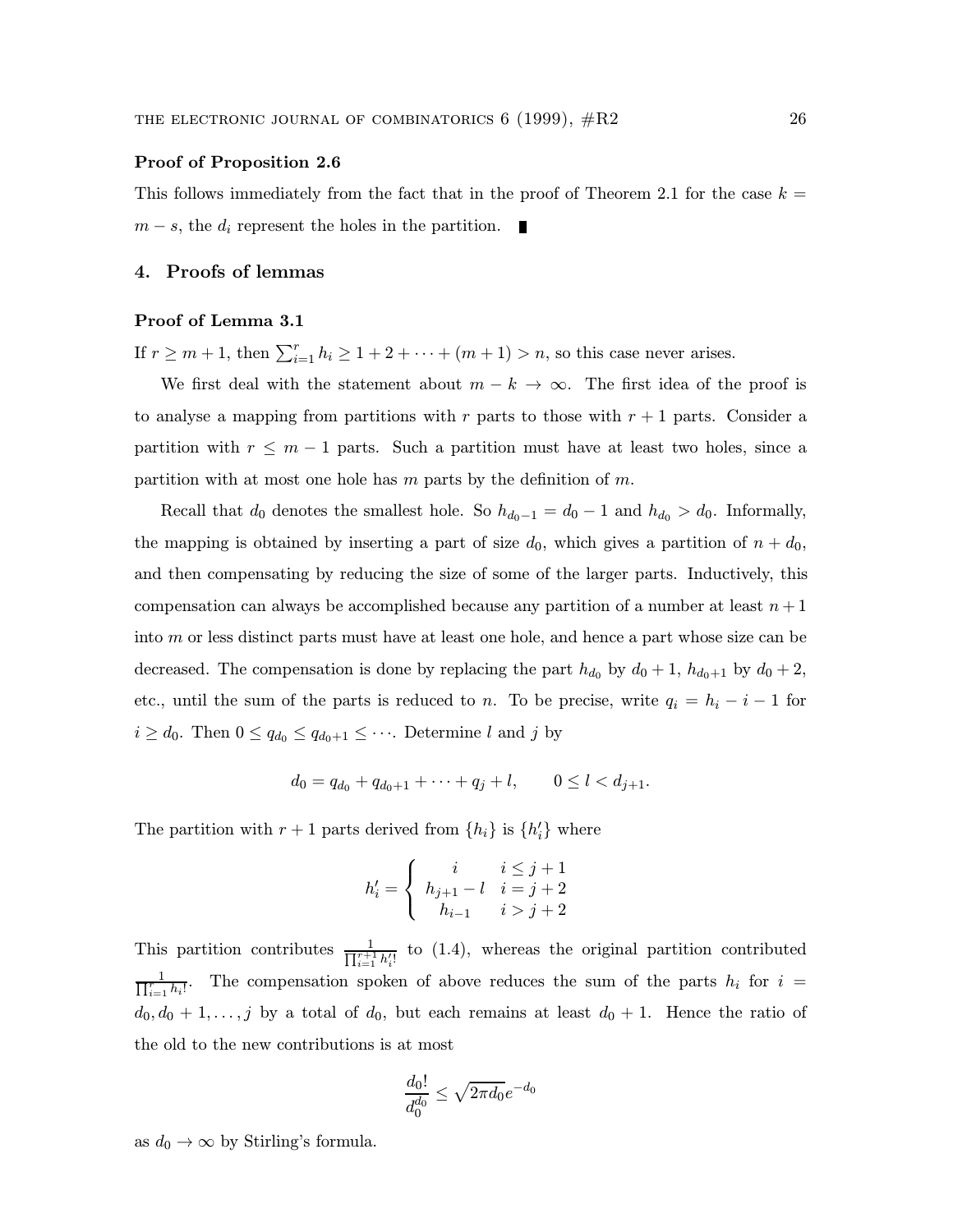**Proof of Proposition 2.6**

This follows immediately from the fact that in the proof of Theorem 2.1 for the case $k = m - s$, the $d_i$ represent the holes in the partition. ∎

## 4. Proofs of lemmas

**Proof of Lemma 3.1**

If $r \geq m+1$, then $\sum_{i=1}^{r} h_i \geq 1 + 2 + \cdots + (m+1) > n$, so this case never arises.

We first deal with the statement about $m - k \to \infty$. The first idea of the proof is to analyse a mapping from partitions with $r$ parts to those with $r+1$ parts. Consider a partition with $r \leq m-1$ parts. Such a partition must have at least two holes, since a partition with at most one hole has $m$ parts by the definition of $m$.

Recall that $d_0$ denotes the smallest hole. So $h_{d_0 - 1} = d_0 - 1$ and $h_{d_0} > d_0$. Informally, the mapping is obtained by inserting a part of size $d_0$, which gives a partition of $n + d_0$, and then compensating by reducing the size of some of the larger parts. Inductively, this compensation can always be accomplished because any partition of a number at least $n+1$ into $m$ or less distinct parts must have at least one hole, and hence a part whose size can be decreased. The compensation is done by replacing the part $h_{d_0}$ by $d_0 + 1$, $h_{d_0+1}$ by $d_0 + 2$, etc., until the sum of the parts is reduced to $n$. To be precise, write $q_i = h_i - i - 1$ for $i \geq d_0$. Then $0 \leq q_{d_0} \leq q_{d_0+1} \leq \cdots$. Determine $l$ and $j$ by

$$d_0 = q_{d_0} + q_{d_0+1} + \cdots + q_j + l, \qquad 0 \leq l < d_{j+1}.$$

The partition with $r+1$ parts derived from $\{h_i\}$ is $\{h'_i\}$ where

$$h'_i = \begin{cases} i & i \leq j+1 \\ h_{j+1} - l & i = j+2 \\ h_{i-1} & i > j+2 \end{cases}$$

This partition contributes $\frac{1}{\prod_{i=1}^{r+1} h'_i!}$ to (1.4), whereas the original partition contributed $\frac{1}{\prod_{i=1}^{r} h_i!}$. The compensation spoken of above reduces the sum of the parts $h_i$ for $i = d_0, d_0+1, \ldots, j$ by a total of $d_0$, but each remains at least $d_0 + 1$. Hence the ratio of the old to the new contributions is at most

$$\frac{d_0!}{d_0^{d_0}} \leq \sqrt{2\pi d_0}\, e^{-d_0}$$

as $d_0 \to \infty$ by Stirling's formula.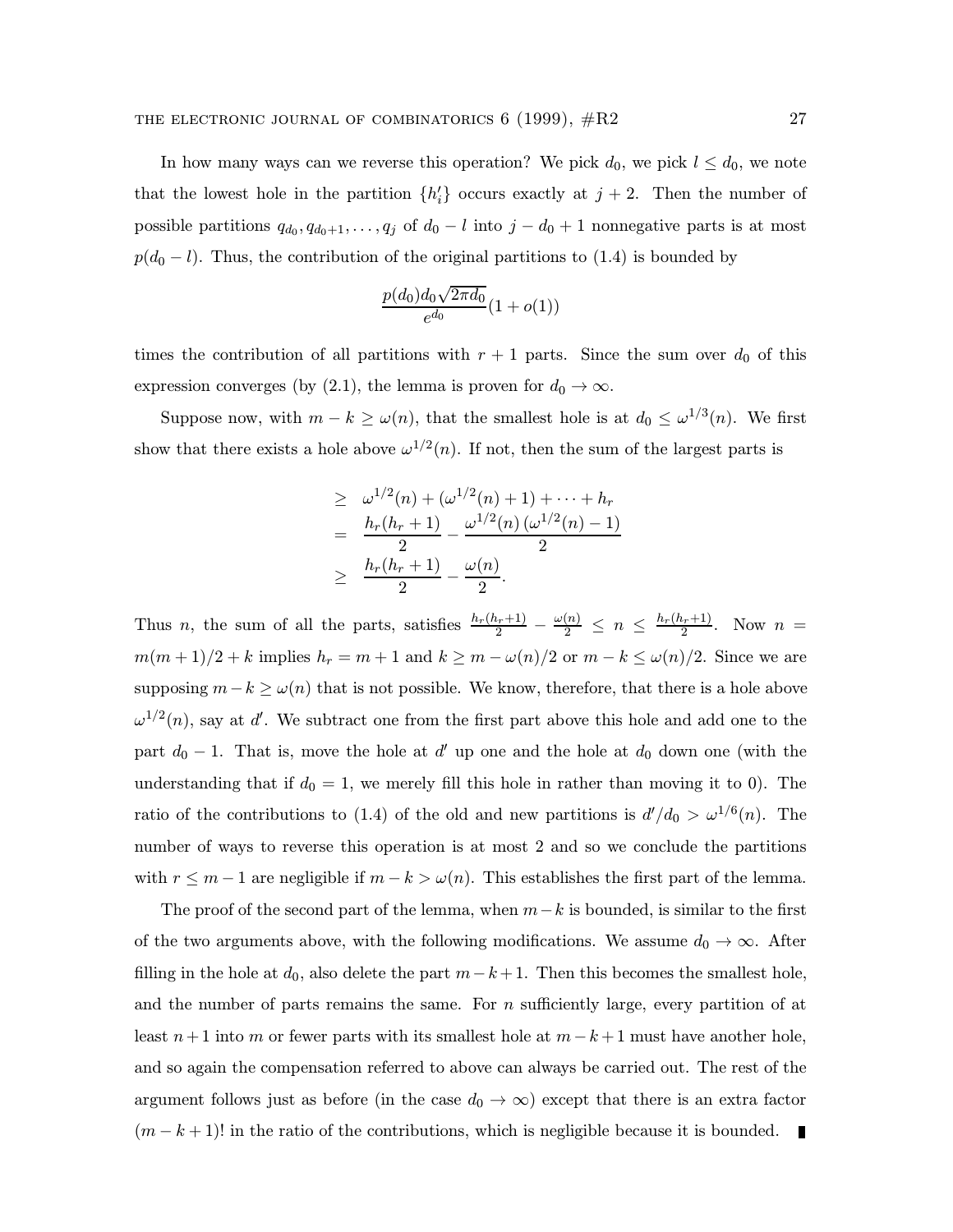In how many ways can we reverse this operation? We pick $d_0$, we pick $l \le d_0$, we note that the lowest hole in the partition $\{h'_i\}$ occurs exactly at $j+2$. Then the number of possible partitions $q_{d_0}, q_{d_0+1}, \ldots, q_j$ of $d_0 - l$ into $j - d_0 + 1$ nonnegative parts is at most $p(d_0 - l)$. Thus, the contribution of the original partitions to (1.4) is bounded by

$$\frac{p(d_0)d_0\sqrt{2\pi d_0}}{e^{d_0}}(1+o(1))$$

times the contribution of all partitions with $r+1$ parts. Since the sum over $d_0$ of this expression converges (by (2.1), the lemma is proven for $d_0 \to \infty$.

Suppose now, with $m - k \ge \omega(n)$, that the smallest hole is at $d_0 \le \omega^{1/3}(n)$. We first show that there exists a hole above $\omega^{1/2}(n)$. If not, then the sum of the largest parts is

$$\begin{aligned}
&\ge \omega^{1/2}(n) + (\omega^{1/2}(n)+1) + \cdots + h_r \\
&= \frac{h_r(h_r+1)}{2} - \frac{\omega^{1/2}(n)\,(\omega^{1/2}(n)-1)}{2} \\
&\ge \frac{h_r(h_r+1)}{2} - \frac{\omega(n)}{2}.
\end{aligned}$$

Thus $n$, the sum of all the parts, satisfies $\frac{h_r(h_r+1)}{2} - \frac{\omega(n)}{2} \le n \le \frac{h_r(h_r+1)}{2}$. Now $n = m(m+1)/2 + k$ implies $h_r = m+1$ and $k \ge m - \omega(n)/2$ or $m - k \le \omega(n)/2$. Since we are supposing $m - k \ge \omega(n)$ that is not possible. We know, therefore, that there is a hole above $\omega^{1/2}(n)$, say at $d'$. We subtract one from the first part above this hole and add one to the part $d_0 - 1$. That is, move the hole at $d'$ up one and the hole at $d_0$ down one (with the understanding that if $d_0 = 1$, we merely fill this hole in rather than moving it to 0). The ratio of the contributions to (1.4) of the old and new partitions is $d'/d_0 > \omega^{1/6}(n)$. The number of ways to reverse this operation is at most 2 and so we conclude the partitions with $r \le m-1$ are negligible if $m - k > \omega(n)$. This establishes the first part of the lemma.

The proof of the second part of the lemma, when $m-k$ is bounded, is similar to the first of the two arguments above, with the following modifications. We assume $d_0 \to \infty$. After filling in the hole at $d_0$, also delete the part $m-k+1$. Then this becomes the smallest hole, and the number of parts remains the same. For $n$ sufficiently large, every partition of at least $n+1$ into $m$ or fewer parts with its smallest hole at $m-k+1$ must have another hole, and so again the compensation referred to above can always be carried out. The rest of the argument follows just as before (in the case $d_0 \to \infty$) except that there is an extra factor $(m-k+1)!$ in the ratio of the contributions, which is negligible because it is bounded. ∎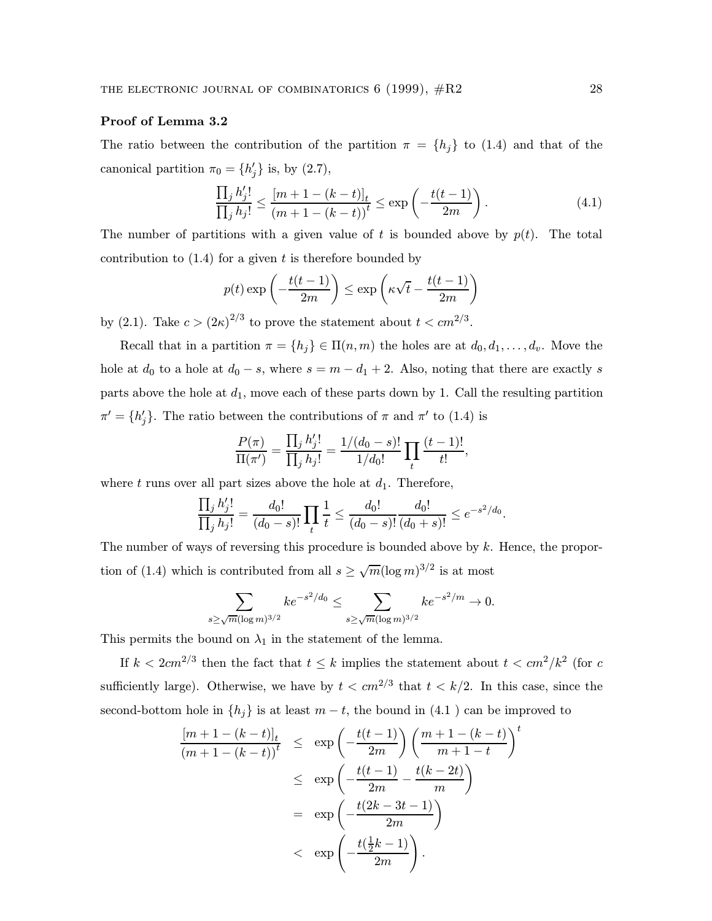**Proof of Lemma 3.2**

The ratio between the contribution of the partition $\pi = \{h_j\}$ to (1.4) and that of the canonical partition $\pi_0 = \{h'_j\}$ is, by (2.7),

$$\frac{\prod_j h'_j!}{\prod_j h_j!} \leq \frac{[m+1-(k-t)]_t}{(m+1-(k-t))^t} \leq \exp\left(-\frac{t(t-1)}{2m}\right). \tag{4.1}$$

The number of partitions with a given value of $t$ is bounded above by $p(t)$. The total contribution to (1.4) for a given $t$ is therefore bounded by

$$p(t)\exp\left(-\frac{t(t-1)}{2m}\right) \leq \exp\left(\kappa\sqrt{t} - \frac{t(t-1)}{2m}\right)$$

by (2.1). Take $c > (2\kappa)^{2/3}$ to prove the statement about $t < cm^{2/3}$.

Recall that in a partition $\pi = \{h_j\} \in \Pi(n,m)$ the holes are at $d_0, d_1, \ldots, d_v$. Move the hole at $d_0$ to a hole at $d_0 - s$, where $s = m - d_1 + 2$. Also, noting that there are exactly $s$ parts above the hole at $d_1$, move each of these parts down by 1. Call the resulting partition $\pi' = \{h'_j\}$. The ratio between the contributions of $\pi$ and $\pi'$ to (1.4) is

$$\frac{P(\pi)}{\Pi(\pi')} = \frac{\prod_j h'_j!}{\prod_j h_j!} = \frac{1/(d_0-s)!}{1/d_0!}\prod_t \frac{(t-1)!}{t!},$$

where $t$ runs over all part sizes above the hole at $d_1$. Therefore,

$$\frac{\prod_j h'_j!}{\prod_j h_j!} = \frac{d_0!}{(d_0-s)!}\prod_t \frac{1}{t} \leq \frac{d_0!}{(d_0-s)!}\frac{d_0!}{(d_0+s)!} \leq e^{-s^2/d_0}.$$

The number of ways of reversing this procedure is bounded above by $k$. Hence, the proportion of (1.4) which is contributed from all $s \geq \sqrt{m}(\log m)^{3/2}$ is at most

$$\sum_{s \geq \sqrt{m}(\log m)^{3/2}} ke^{-s^2/d_0} \leq \sum_{s \geq \sqrt{m}(\log m)^{3/2}} ke^{-s^2/m} \to 0.$$

This permits the bound on $\lambda_1$ in the statement of the lemma.

If $k < 2cm^{2/3}$ then the fact that $t \leq k$ implies the statement about $t < cm^2/k^2$ (for $c$ sufficiently large). Otherwise, we have by $t < cm^{2/3}$ that $t < k/2$. In this case, since the second-bottom hole in $\{h_j\}$ is at least $m - t$, the bound in (4.1 ) can be improved to

$$\begin{aligned}
\frac{[m+1-(k-t)]_t}{(m+1-(k-t))^t} &\leq \exp\left(-\frac{t(t-1)}{2m}\right)\left(\frac{m+1-(k-t)}{m+1-t}\right)^t \\
&\leq \exp\left(-\frac{t(t-1)}{2m} - \frac{t(k-2t)}{m}\right) \\
&= \exp\left(-\frac{t(2k-3t-1)}{2m}\right) \\
&< \exp\left(-\frac{t(\frac{1}{2}k-1)}{2m}\right).
\end{aligned}$$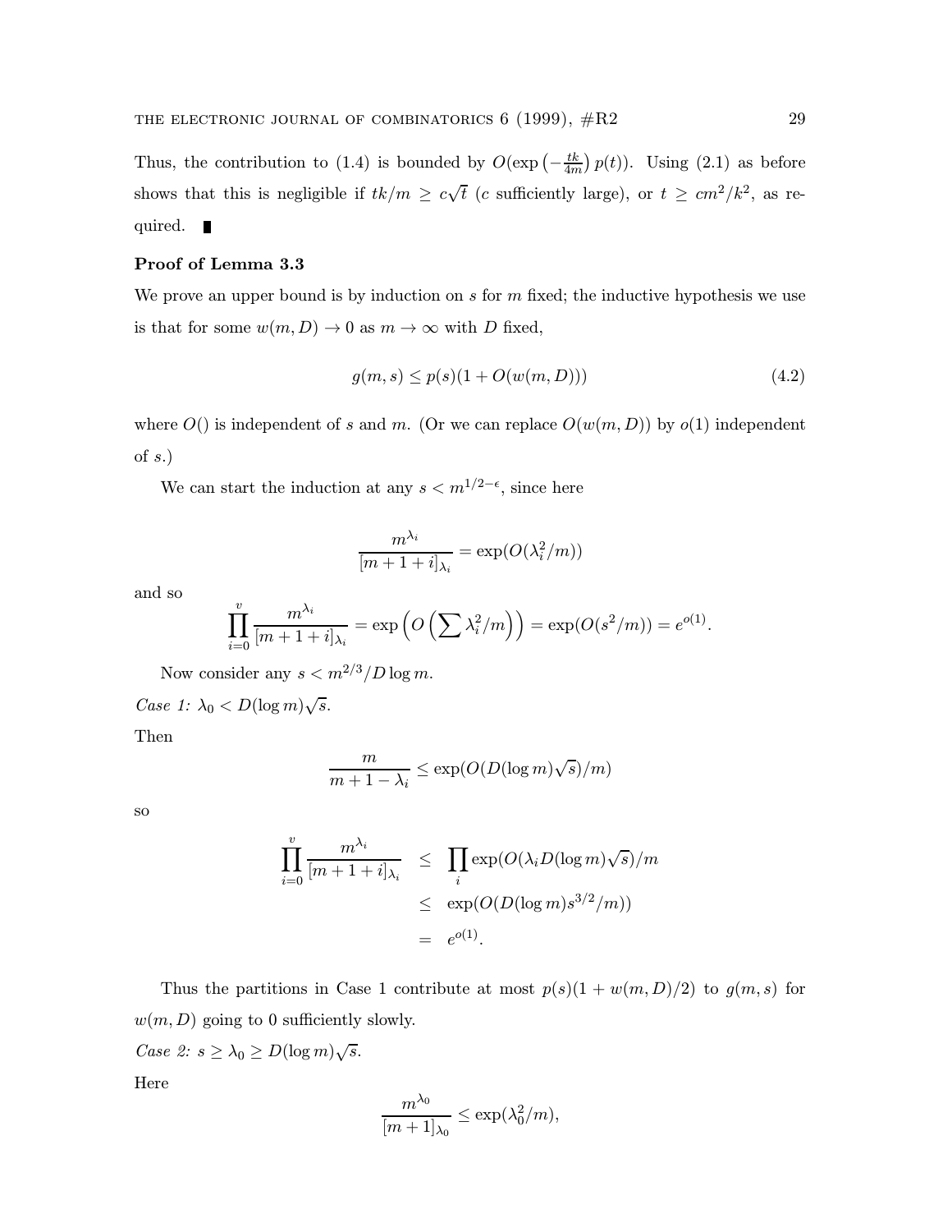Thus, the contribution to (1.4) is bounded by $O(\exp\left(-\frac{tk}{4m}\right)p(t))$. Using (2.1) as before shows that this is negligible if $tk/m \geq c\sqrt{t}$ ($c$ sufficiently large), or $t \geq cm^2/k^2$, as required. ∎

**Proof of Lemma 3.3**

We prove an upper bound is by induction on $s$ for $m$ fixed; the inductive hypothesis we use is that for some $w(m, D) \to 0$ as $m \to \infty$ with $D$ fixed,

$$g(m, s) \leq p(s)(1 + O(w(m, D))) \tag{4.2}$$

where $O()$ is independent of $s$ and $m$. (Or we can replace $O(w(m, D))$ by $o(1)$ independent of $s$.)

We can start the induction at any $s < m^{1/2-\epsilon}$, since here

$$\frac{m^{\lambda_i}}{[m+1+i]_{\lambda_i}} = \exp(O(\lambda_i^2/m))$$

and so

$$\prod_{i=0}^{v} \frac{m^{\lambda_i}}{[m+1+i]_{\lambda_i}} = \exp\left(O\left(\sum \lambda_i^2/m\right)\right) = \exp(O(s^2/m)) = e^{o(1)}.$$

Now consider any $s < m^{2/3}/D \log m$.

*Case 1:* $\lambda_0 < D(\log m)\sqrt{s}$.

Then

$$\frac{m}{m+1-\lambda_i} \leq \exp(O(D(\log m)\sqrt{s})/m)$$

so

$$\begin{aligned}
\prod_{i=0}^{v} \frac{m^{\lambda_i}}{[m+1+i]_{\lambda_i}} &\leq \prod_i \exp(O(\lambda_i D(\log m)\sqrt{s})/m \\
&\leq \exp(O(D(\log m)s^{3/2}/m)) \\
&= e^{o(1)}.
\end{aligned}$$

Thus the partitions in Case 1 contribute at most $p(s)(1 + w(m, D)/2)$ to $g(m, s)$ for $w(m, D)$ going to 0 sufficiently slowly.

*Case 2:* $s \geq \lambda_0 \geq D(\log m)\sqrt{s}$.

Here

$$\frac{m^{\lambda_0}}{[m+1]_{\lambda_0}} \leq \exp(\lambda_0^2/m),$$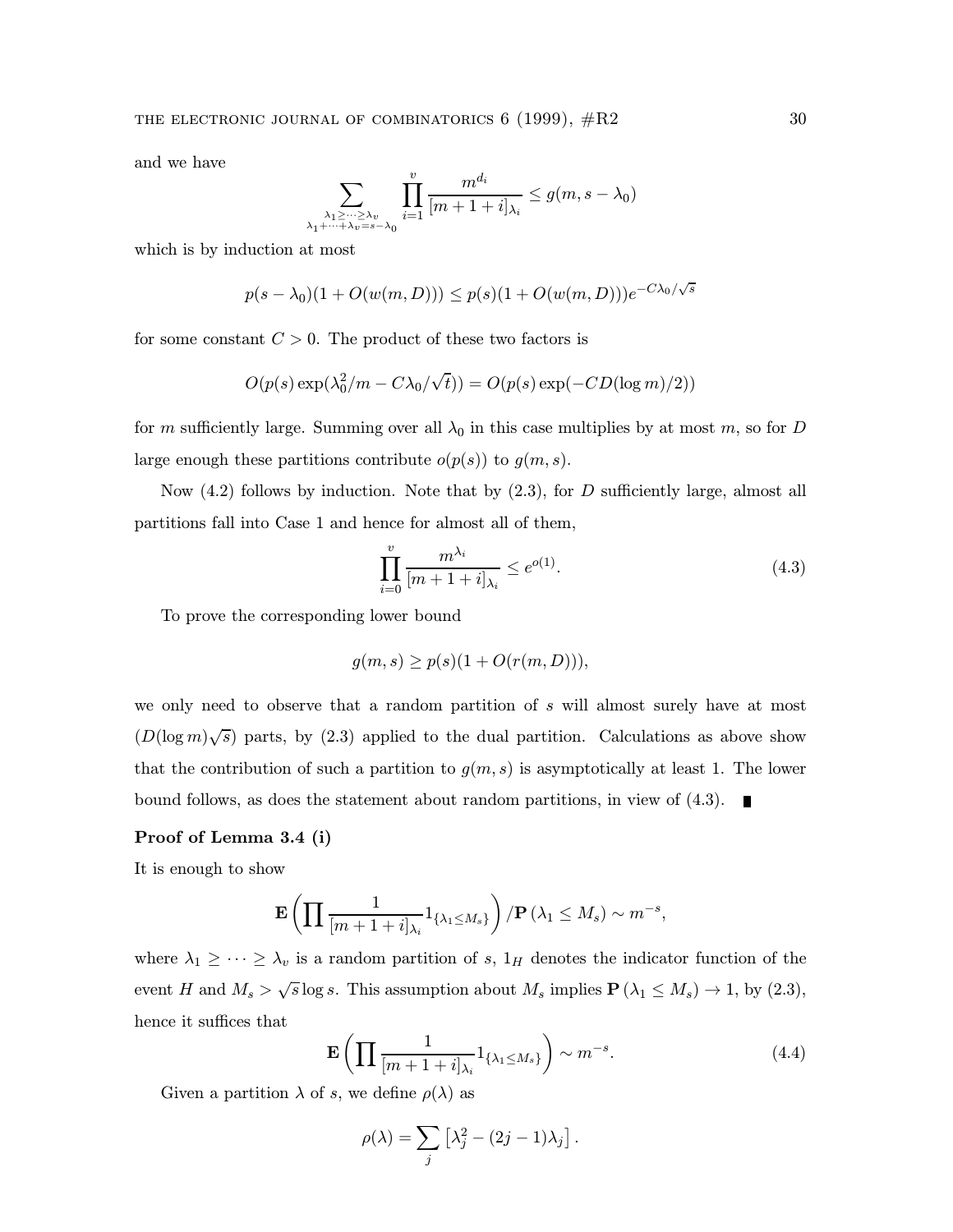and we have

$$\sum_{\substack{\lambda_1 \geq \cdots \geq \lambda_v \\ \lambda_1 + \cdots + \lambda_v = s - \lambda_0}} \prod_{i=1}^{v} \frac{m^{d_i}}{[m+1+i]_{\lambda_i}} \leq g(m, s - \lambda_0)$$

which is by induction at most

$$p(s - \lambda_0)(1 + O(w(m, D))) \leq p(s)(1 + O(w(m, D)))e^{-C\lambda_0/\sqrt{s}}$$

for some constant $C > 0$. The product of these two factors is

$$O(p(s)\exp(\lambda_0^2/m - C\lambda_0/\sqrt{t})) = O(p(s)\exp(-CD(\log m)/2))$$

for $m$ sufficiently large. Summing over all $\lambda_0$ in this case multiplies by at most $m$, so for $D$ large enough these partitions contribute $o(p(s))$ to $g(m, s)$.

Now (4.2) follows by induction. Note that by (2.3), for $D$ sufficiently large, almost all partitions fall into Case 1 and hence for almost all of them,

$$\prod_{i=0}^{v} \frac{m^{\lambda_i}}{[m+1+i]_{\lambda_i}} \leq e^{o(1)}. \tag{4.3}$$

To prove the corresponding lower bound

$$g(m, s) \geq p(s)(1 + O(r(m, D))),$$

we only need to observe that a random partition of $s$ will almost surely have at most $(D(\log m)\sqrt{s})$ parts, by (2.3) applied to the dual partition. Calculations as above show that the contribution of such a partition to $g(m, s)$ is asymptotically at least 1. The lower bound follows, as does the statement about random partitions, in view of (4.3). ∎

**Proof of Lemma 3.4 (i)**

It is enough to show

$$\mathbf{E}\left(\prod \frac{1}{[m+1+i]_{\lambda_i}} 1_{\{\lambda_1 \leq M_s\}}\right) / \mathbf{P}(\lambda_1 \leq M_s) \sim m^{-s},$$

where $\lambda_1 \geq \cdots \geq \lambda_v$ is a random partition of $s$, $1_H$ denotes the indicator function of the event $H$ and $M_s > \sqrt{s}\log s$. This assumption about $M_s$ implies $\mathbf{P}(\lambda_1 \leq M_s) \to 1$, by (2.3), hence it suffices that

$$\mathbf{E}\left(\prod \frac{1}{[m+1+i]_{\lambda_i}} 1_{\{\lambda_1 \leq M_s\}}\right) \sim m^{-s}. \tag{4.4}$$

Given a partition $\lambda$ of $s$, we define $\rho(\lambda)$ as

$$\rho(\lambda) = \sum_j \left[\lambda_j^2 - (2j-1)\lambda_j\right].$$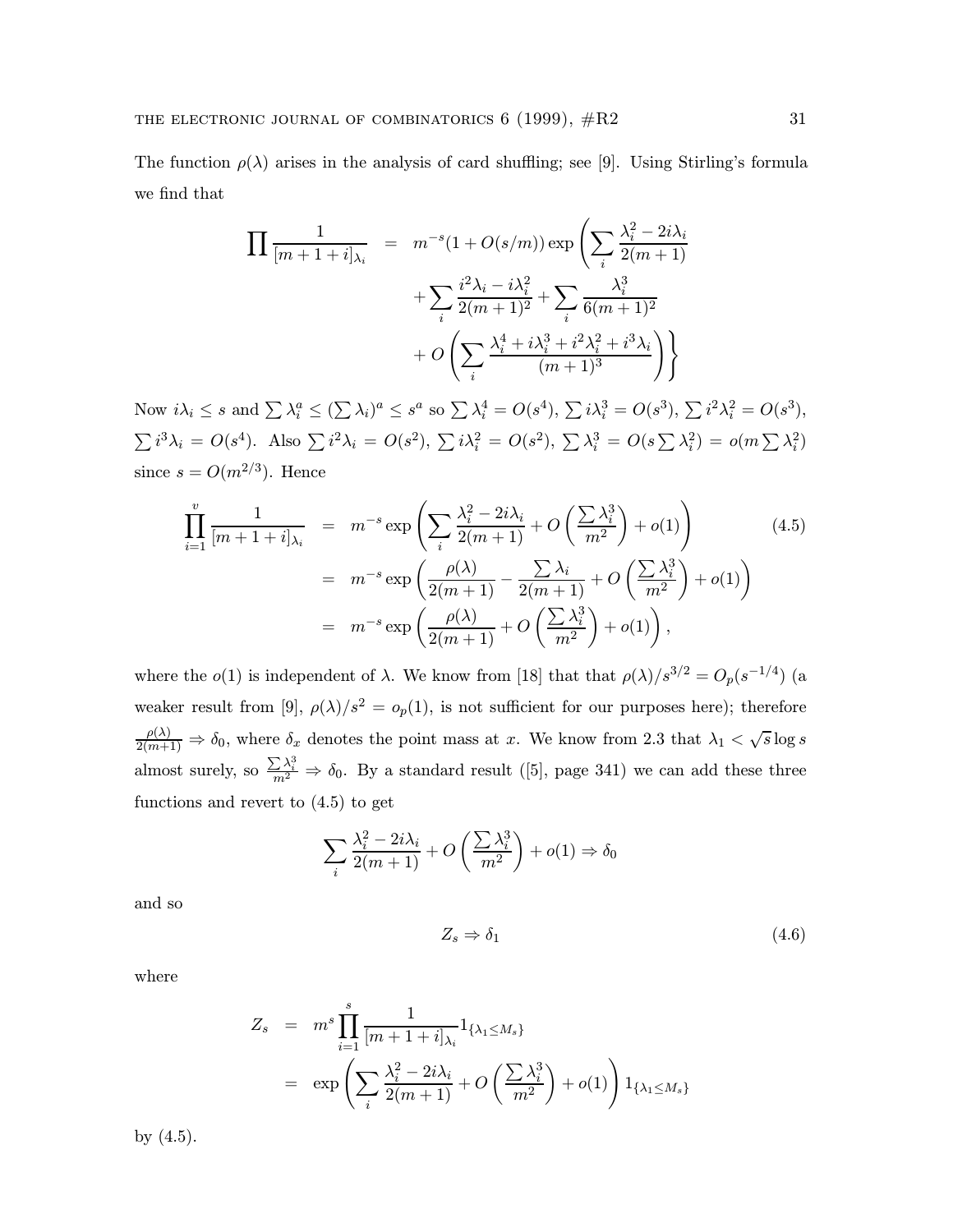The function $\rho(\lambda)$ arises in the analysis of card shuffling; see [9]. Using Stirling's formula we find that

$$
\begin{aligned}
\prod \frac{1}{[m+1+i]_{\lambda_i}} &= m^{-s}(1+O(s/m)) \exp\left(\sum_i \frac{\lambda_i^2 - 2i\lambda_i}{2(m+1)}\right. \\
&\quad + \sum_i \frac{i^2\lambda_i - i\lambda_i^2}{2(m+1)^2} + \sum_i \frac{\lambda_i^3}{6(m+1)^2} \\
&\quad \left. + O\left(\sum_i \frac{\lambda_i^4 + i\lambda_i^3 + i^2\lambda_i^2 + i^3\lambda_i}{(m+1)^3}\right)\right\}
\end{aligned}
$$

Now $i\lambda_i \leq s$ and $\sum \lambda_i^a \leq (\sum \lambda_i)^a \leq s^a$ so $\sum \lambda_i^4 = O(s^4)$, $\sum i\lambda_i^3 = O(s^3)$, $\sum i^2\lambda_i^2 = O(s^3)$, $\sum i^3\lambda_i = O(s^4)$. Also $\sum i^2\lambda_i = O(s^2)$, $\sum i\lambda_i^2 = O(s^2)$, $\sum \lambda_i^3 = O(s\sum\lambda_i^2) = o(m\sum\lambda_i^2)$ since $s = O(m^{2/3})$. Hence

$$
\begin{aligned}
\prod_{i=1}^{v} \frac{1}{[m+1+i]_{\lambda_i}} &= m^{-s} \exp\left(\sum_i \frac{\lambda_i^2 - 2i\lambda_i}{2(m+1)} + O\left(\frac{\sum\lambda_i^3}{m^2}\right) + o(1)\right) \qquad (4.5) \\
&= m^{-s} \exp\left(\frac{\rho(\lambda)}{2(m+1)} - \frac{\sum\lambda_i}{2(m+1)} + O\left(\frac{\sum\lambda_i^3}{m^2}\right) + o(1)\right) \\
&= m^{-s} \exp\left(\frac{\rho(\lambda)}{2(m+1)} + O\left(\frac{\sum\lambda_i^3}{m^2}\right) + o(1)\right),
\end{aligned}
$$

where the $o(1)$ is independent of $\lambda$. We know from [18] that that $\rho(\lambda)/s^{3/2} = O_p(s^{-1/4})$ (a weaker result from [9], $\rho(\lambda)/s^2 = o_p(1)$, is not sufficient for our purposes here); therefore $\frac{\rho(\lambda)}{2(m+1)} \Rightarrow \delta_0$, where $\delta_x$ denotes the point mass at $x$. We know from 2.3 that $\lambda_1 < \sqrt{s}\log s$ almost surely, so $\frac{\sum\lambda_i^3}{m^2} \Rightarrow \delta_0$. By a standard result ([5], page 341) we can add these three functions and revert to (4.5) to get

$$
\sum_i \frac{\lambda_i^2 - 2i\lambda_i}{2(m+1)} + O\left(\frac{\sum\lambda_i^3}{m^2}\right) + o(1) \Rightarrow \delta_0
$$

and so

$$
Z_s \Rightarrow \delta_1 \qquad (4.6)
$$

where

$$
\begin{aligned}
Z_s &= m^s \prod_{i=1}^{s} \frac{1}{[m+1+i]_{\lambda_i}} 1_{\{\lambda_1 \leq M_s\}} \\
&= \exp\left(\sum_i \frac{\lambda_i^2 - 2i\lambda_i}{2(m+1)} + O\left(\frac{\sum\lambda_i^3}{m^2}\right) + o(1)\right) 1_{\{\lambda_1 \leq M_s\}}
\end{aligned}
$$

by (4.5).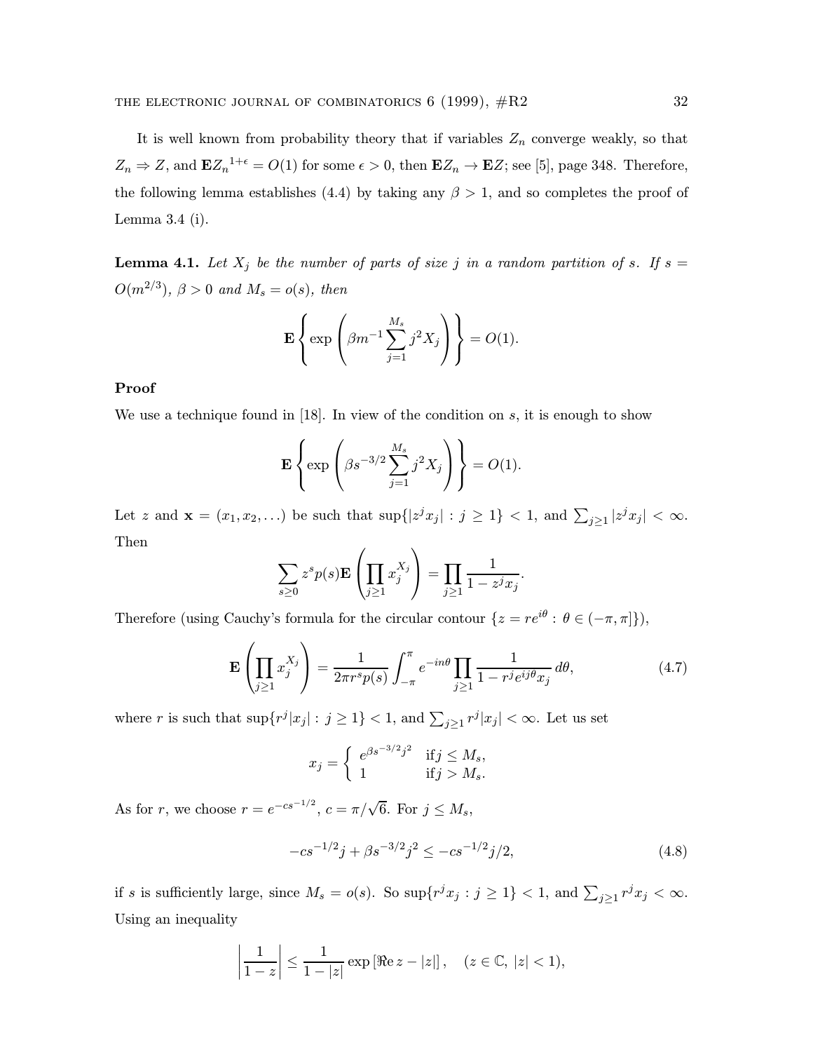It is well known from probability theory that if variables $Z_n$ converge weakly, so that $Z_n \Rightarrow Z$, and $\mathbf{E}{Z_n}^{1+\epsilon} = O(1)$ for some $\epsilon > 0$, then $\mathbf{E}Z_n \to \mathbf{E}Z$; see [5], page 348. Therefore, the following lemma establishes (4.4) by taking any $\beta > 1$, and so completes the proof of Lemma 3.4 (i).

**Lemma 4.1.** *Let $X_j$ be the number of parts of size $j$ in a random partition of $s$. If $s = O(m^{2/3})$, $\beta > 0$ and $M_s = o(s)$, then*

$$\mathbf{E}\left\{\exp\left(\beta m^{-1}\sum_{j=1}^{M_s} j^2 X_j\right)\right\} = O(1).$$

**Proof**

We use a technique found in [18]. In view of the condition on $s$, it is enough to show

$$\mathbf{E}\left\{\exp\left(\beta s^{-3/2}\sum_{j=1}^{M_s} j^2 X_j\right)\right\} = O(1).$$

Let $z$ and $\mathbf{x} = (x_1, x_2, \ldots)$ be such that $\sup\{|z^j x_j| : j \geq 1\} < 1$, and $\sum_{j\geq 1} |z^j x_j| < \infty$. Then

$$\sum_{s\geq 0} z^s p(s) \mathbf{E}\left(\prod_{j\geq 1} x_j^{X_j}\right) = \prod_{j\geq 1} \frac{1}{1 - z^j x_j}.$$

Therefore (using Cauchy's formula for the circular contour $\{z = re^{i\theta} : \theta \in (-\pi, \pi]\}$),

$$\mathbf{E}\left(\prod_{j\geq 1} x_j^{X_j}\right) = \frac{1}{2\pi r^s p(s)} \int_{-\pi}^{\pi} e^{-in\theta} \prod_{j\geq 1} \frac{1}{1 - r^j e^{ij\theta} x_j}\, d\theta, \tag{4.7}$$

where $r$ is such that $\sup\{r^j |x_j| : j \geq 1\} < 1$, and $\sum_{j\geq 1} r^j |x_j| < \infty$. Let us set

$$x_j = \begin{cases} e^{\beta s^{-3/2} j^2} & \text{if} j \leq M_s, \\ 1 & \text{if} j > M_s. \end{cases}$$

As for $r$, we choose $r = e^{-cs^{-1/2}}$, $c = \pi/\sqrt{6}$. For $j \leq M_s$,

$$-cs^{-1/2} j + \beta s^{-3/2} j^2 \leq -cs^{-1/2} j/2, \tag{4.8}$$

if $s$ is sufficiently large, since $M_s = o(s)$. So $\sup\{r^j x_j : j \geq 1\} < 1$, and $\sum_{j\geq 1} r^j x_j < \infty$. Using an inequality

$$\left|\frac{1}{1-z}\right| \leq \frac{1}{1 - |z|} \exp\left[\Re\text{e}\, z - |z|\right], \quad (z \in \mathbb{C},\ |z| < 1),$$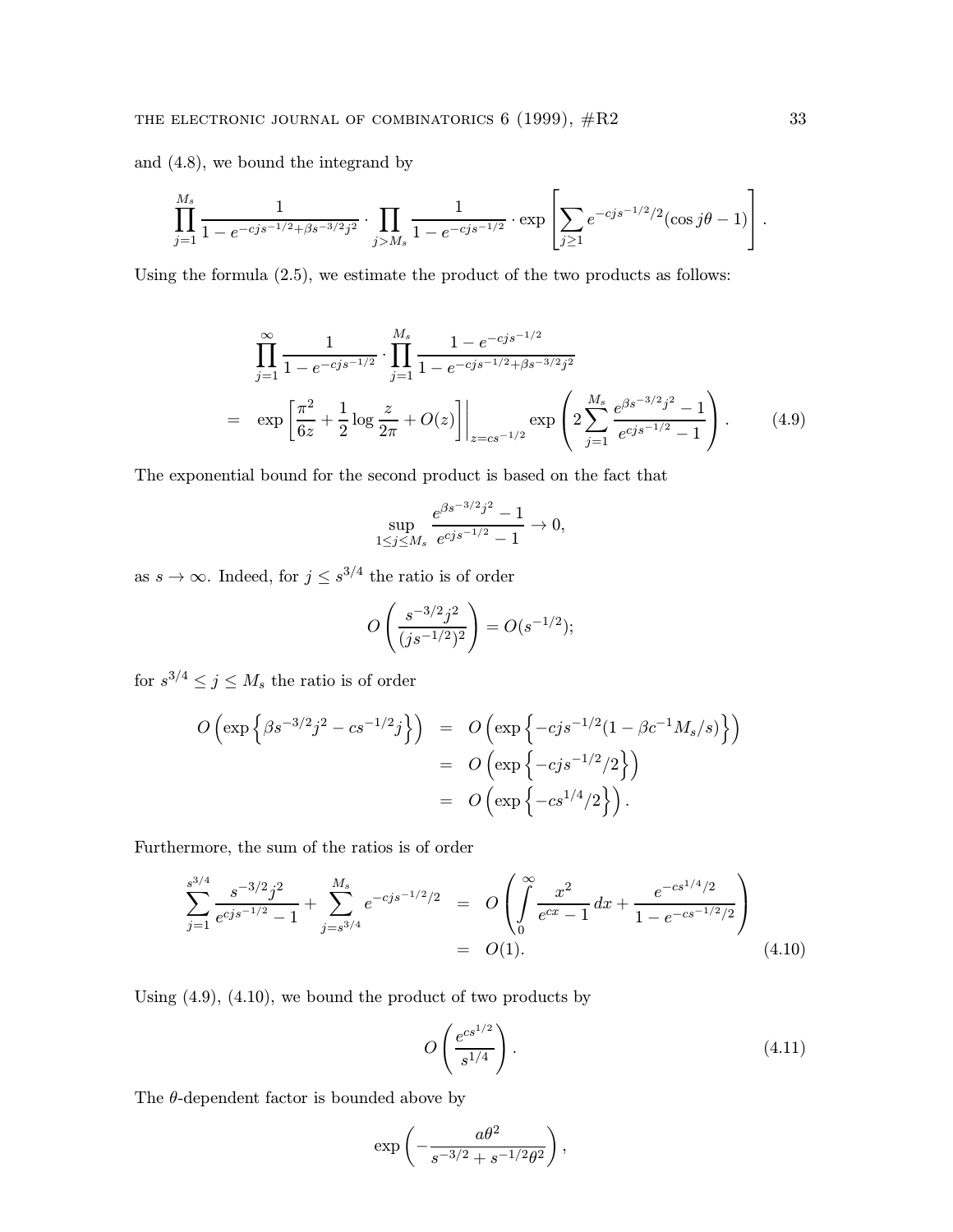and (4.8), we bound the integrand by

$$\prod_{j=1}^{M_s} \frac{1}{1-e^{-cjs^{-1/2}+\beta s^{-3/2}j^2}} \cdot \prod_{j>M_s} \frac{1}{1-e^{-cjs^{-1/2}}} \cdot \exp\left[\sum_{j\ge 1} e^{-cjs^{-1/2}/2}(\cos j\theta - 1)\right].$$

Using the formula (2.5), we estimate the product of the two products as follows:

$$\begin{aligned}
&\prod_{j=1}^{\infty} \frac{1}{1-e^{-cjs^{-1/2}}} \cdot \prod_{j=1}^{M_s} \frac{1-e^{-cjs^{-1/2}}}{1-e^{-cjs^{-1/2}+\beta s^{-3/2}j^2}} \\
= \quad & \exp\left[\frac{\pi^2}{6z} + \frac{1}{2}\log\frac{z}{2\pi} + O(z)\right]\Bigg|_{z=cs^{-1/2}} \exp\left(2\sum_{j=1}^{M_s} \frac{e^{\beta s^{-3/2}j^2}-1}{e^{cjs^{-1/2}}-1}\right). \qquad (4.9)
\end{aligned}$$

The exponential bound for the second product is based on the fact that

$$\sup_{1\le j\le M_s} \frac{e^{\beta s^{-3/2}j^2}-1}{e^{cjs^{-1/2}}-1} \to 0,$$

as $s\to\infty$. Indeed, for $j \le s^{3/4}$ the ratio is of order

$$O\left(\frac{s^{-3/2}j^2}{(js^{-1/2})^2}\right) = O(s^{-1/2});$$

for $s^{3/4} \le j \le M_s$ the ratio is of order

$$\begin{aligned}
O\left(\exp\left\{\beta s^{-3/2}j^2 - cs^{-1/2}j\right\}\right) &= O\left(\exp\left\{-cjs^{-1/2}(1-\beta c^{-1}M_s/s)\right\}\right) \\
&= O\left(\exp\left\{-cjs^{-1/2}/2\right\}\right) \\
&= O\left(\exp\left\{-cs^{1/4}/2\right\}\right).
\end{aligned}$$

Furthermore, the sum of the ratios is of order

$$\begin{aligned}
\sum_{j=1}^{s^{3/4}} \frac{s^{-3/2}j^2}{e^{cjs^{-1/2}}-1} + \sum_{j=s^{3/4}}^{M_s} e^{-cjs^{-1/2}/2} &= O\left(\int_0^\infty \frac{x^2}{e^{cx}-1}\,dx + \frac{e^{-cs^{1/4}/2}}{1-e^{-cs^{-1/2}/2}}\right) \\
&= O(1). \qquad (4.10)
\end{aligned}$$

Using (4.9), (4.10), we bound the product of two products by

$$O\left(\frac{e^{cs^{1/2}}}{s^{1/4}}\right). \qquad (4.11)$$

The $\theta$-dependent factor is bounded above by

$$\exp\left(-\frac{a\theta^2}{s^{-3/2}+s^{-1/2}\theta^2}\right),$$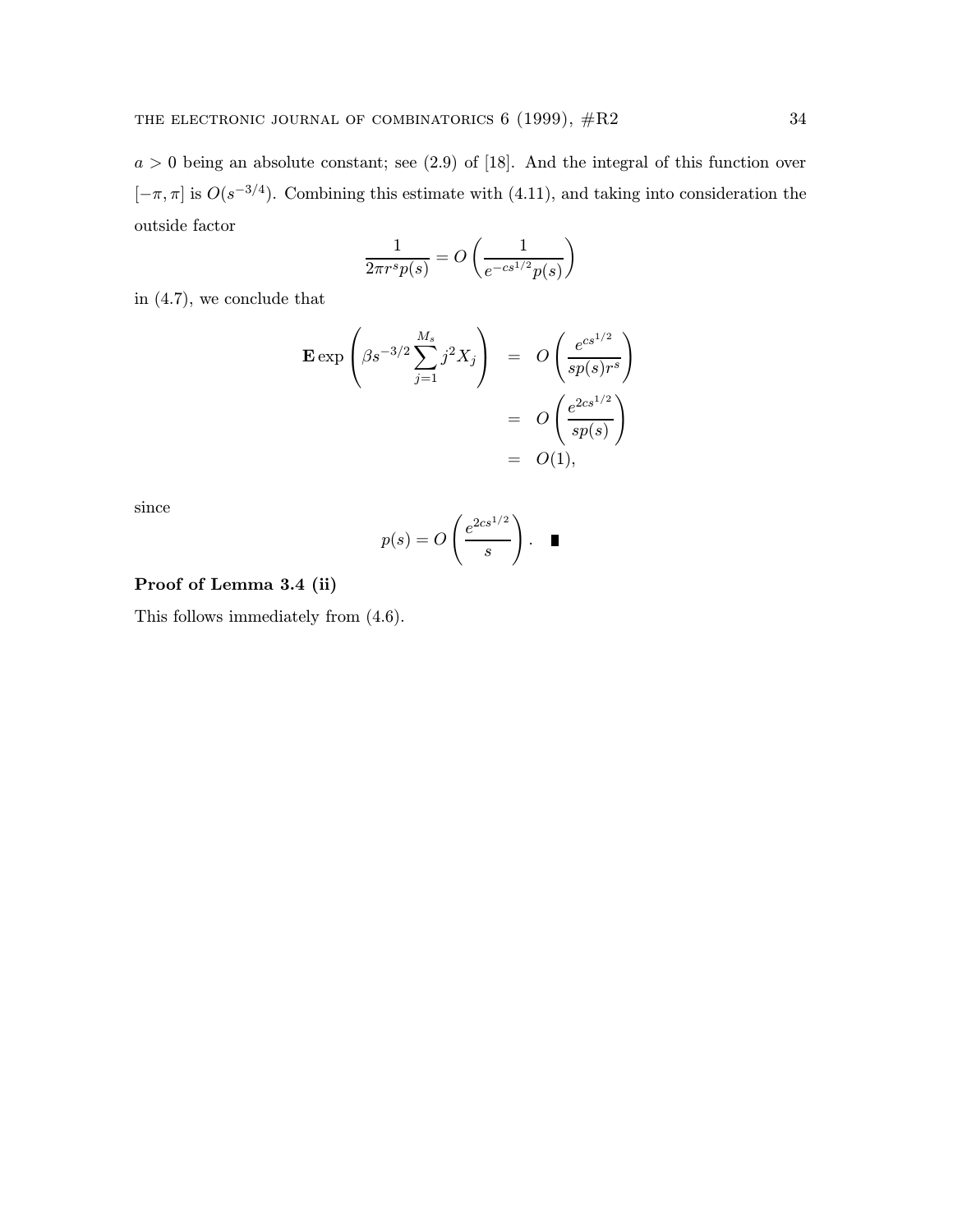$a > 0$ being an absolute constant; see (2.9) of [18]. And the integral of this function over $[-\pi, \pi]$ is $O(s^{-3/4})$. Combining this estimate with (4.11), and taking into consideration the outside factor

$$\frac{1}{2\pi r^s p(s)} = O\left(\frac{1}{e^{-cs^{1/2}} p(s)}\right)$$

in (4.7), we conclude that

$$\begin{aligned}
\mathbf{E} \exp\left(\beta s^{-3/2} \sum_{j=1}^{M_s} j^2 X_j\right) &= O\left(\frac{e^{cs^{1/2}}}{sp(s)r^s}\right) \\
&= O\left(\frac{e^{2cs^{1/2}}}{sp(s)}\right) \\
&= O(1),
\end{aligned}$$

since

$$p(s) = O\left(\frac{e^{2cs^{1/2}}}{s}\right). \quad \blacksquare$$

**Proof of Lemma 3.4 (ii)**

This follows immediately from (4.6).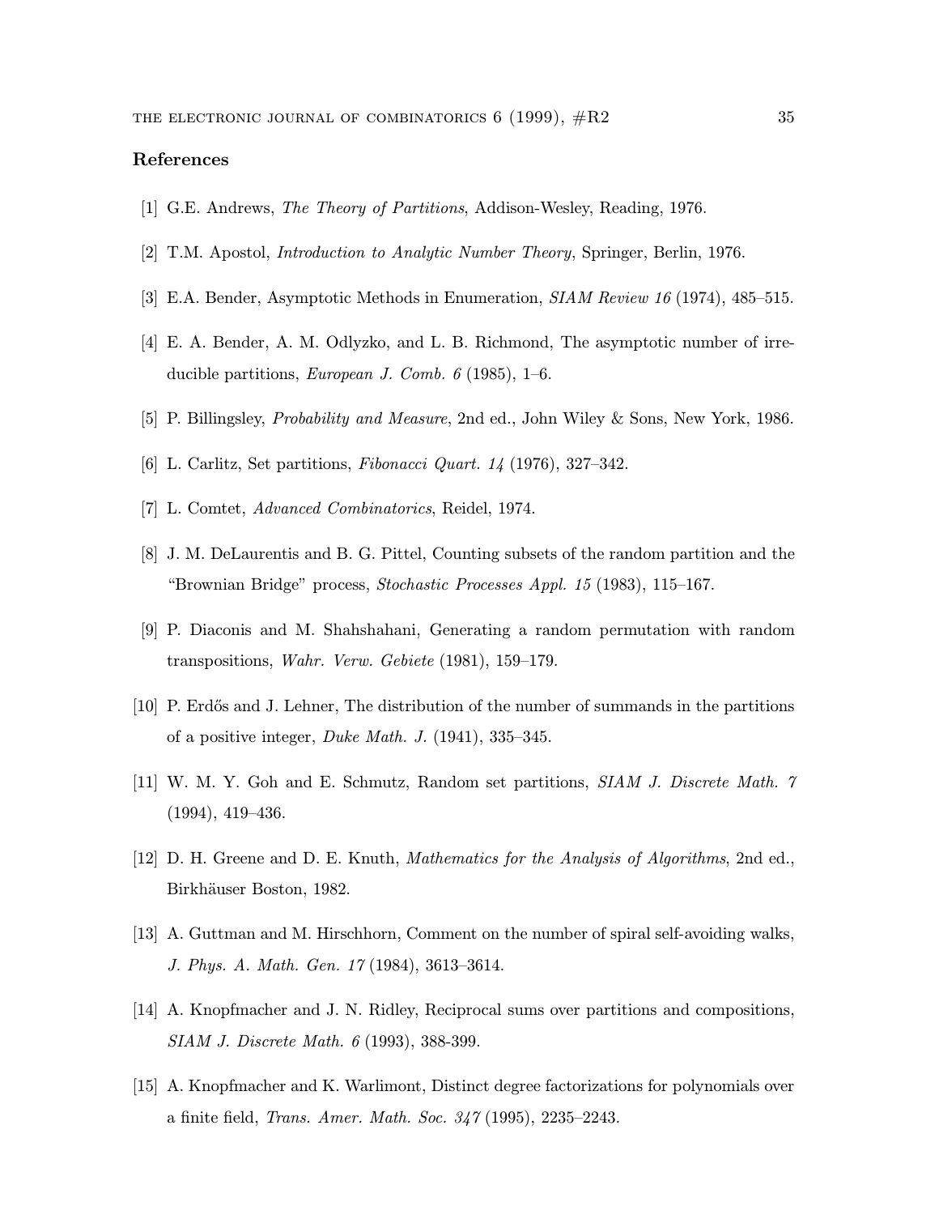## References

[1] G.E. Andrews, *The Theory of Partitions*, Addison-Wesley, Reading, 1976.

[2] T.M. Apostol, *Introduction to Analytic Number Theory*, Springer, Berlin, 1976.

[3] E.A. Bender, Asymptotic Methods in Enumeration, *SIAM Review 16* (1974), 485–515.

[4] E. A. Bender, A. M. Odlyzko, and L. B. Richmond, The asymptotic number of irreducible partitions, *European J. Comb. 6* (1985), 1–6.

[5] P. Billingsley, *Probability and Measure*, 2nd ed., John Wiley & Sons, New York, 1986.

[6] L. Carlitz, Set partitions, *Fibonacci Quart. 14* (1976), 327–342.

[7] L. Comtet, *Advanced Combinatorics*, Reidel, 1974.

[8] J. M. DeLaurentis and B. G. Pittel, Counting subsets of the random partition and the "Brownian Bridge" process, *Stochastic Processes Appl. 15* (1983), 115–167.

[9] P. Diaconis and M. Shahshahani, Generating a random permutation with random transpositions, *Wahr. Verw. Gebiete* (1981), 159–179.

[10] P. Erdős and J. Lehner, The distribution of the number of summands in the partitions of a positive integer, *Duke Math. J.* (1941), 335–345.

[11] W. M. Y. Goh and E. Schmutz, Random set partitions, *SIAM J. Discrete Math. 7* (1994), 419–436.

[12] D. H. Greene and D. E. Knuth, *Mathematics for the Analysis of Algorithms*, 2nd ed., Birkhäuser Boston, 1982.

[13] A. Guttman and M. Hirschhorn, Comment on the number of spiral self-avoiding walks, *J. Phys. A. Math. Gen. 17* (1984), 3613–3614.

[14] A. Knopfmacher and J. N. Ridley, Reciprocal sums over partitions and compositions, *SIAM J. Discrete Math. 6* (1993), 388-399.

[15] A. Knopfmacher and K. Warlimont, Distinct degree factorizations for polynomials over a finite field, *Trans. Amer. Math. Soc. 347* (1995), 2235–2243.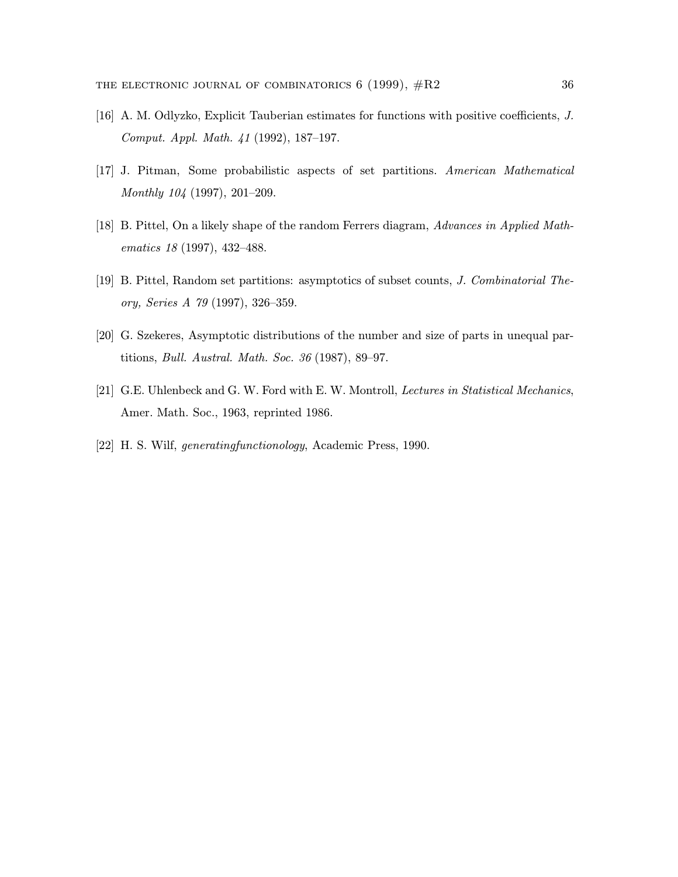[16] A. M. Odlyzko, Explicit Tauberian estimates for functions with positive coefficients, *J. Comput. Appl. Math. 41* (1992), 187–197.

[17] J. Pitman, Some probabilistic aspects of set partitions. *American Mathematical Monthly 104* (1997), 201–209.

[18] B. Pittel, On a likely shape of the random Ferrers diagram, *Advances in Applied Mathematics 18* (1997), 432–488.

[19] B. Pittel, Random set partitions: asymptotics of subset counts, *J. Combinatorial Theory, Series A 79* (1997), 326–359.

[20] G. Szekeres, Asymptotic distributions of the number and size of parts in unequal partitions, *Bull. Austral. Math. Soc. 36* (1987), 89–97.

[21] G.E. Uhlenbeck and G. W. Ford with E. W. Montroll, *Lectures in Statistical Mechanics*, Amer. Math. Soc., 1963, reprinted 1986.

[22] H. S. Wilf, *generatingfunctionology*, Academic Press, 1990.